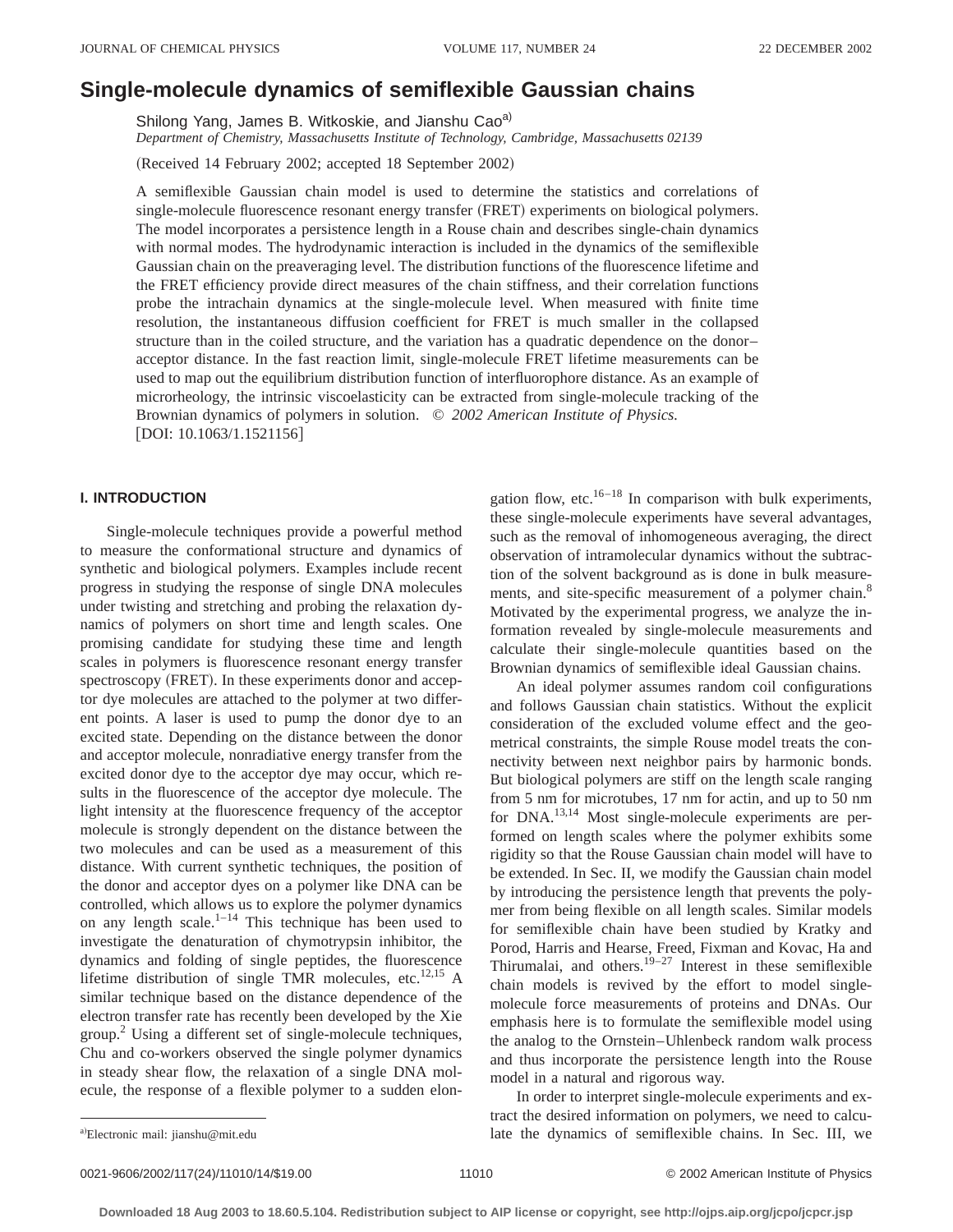# Single-molecule dynamics of semiflexible Gaussian chains

Shilong Yang, James B. Witkoskie, and Jianshu Cao[a]

*Department of Chemistry, Massachusetts Institute of Technology, Cambridge, Massachusetts 02139*

(Received 14 February 2002; accepted 18 September 2002)

A semiflexible Gaussian chain model is used to determine the statistics and correlations of single-molecule fluorescence resonant energy transfer (FRET) experiments on biological polymers. The model incorporates a persistence length in a Rouse chain and describes single-chain dynamics with normal modes. The hydrodynamic interaction is included in the dynamics of the semiflexible Gaussian chain on the preaveraging level. The distribution functions of the fluorescence lifetime and the FRET efficiency provide direct measures of the chain stiffness, and their correlation functions probe the intrachain dynamics at the single-molecule level. When measured with finite time resolution, the instantaneous diffusion coefficient for FRET is much smaller in the collapsed structure than in the coiled structure, and the variation has a quadratic dependence on the donor–acceptor distance. In the fast reaction limit, single-molecule FRET lifetime measurements can be used to map out the equilibrium distribution function of interfluorophore distance. As an example of microrheology, the intrinsic viscoelasticity can be extracted from single-molecule tracking of the Brownian dynamics of polymers in solution. © *2002 American Institute of Physics.* [DOI: 10.1063/1.1521156]

## I. INTRODUCTION

Single-molecule techniques provide a powerful method to measure the conformational structure and dynamics of synthetic and biological polymers. Examples include recent progress in studying the response of single DNA molecules under twisting and stretching and probing the relaxation dynamics of polymers on short time and length scales. One promising candidate for studying these time and length scales in polymers is fluorescence resonant energy transfer spectroscopy (FRET). In these experiments donor and acceptor dye molecules are attached to the polymer at two different points. A laser is used to pump the donor dye to an excited state. Depending on the distance between the donor and acceptor molecule, nonradiative energy transfer from the excited donor dye to the acceptor dye may occur, which results in the fluorescence of the acceptor dye molecule. The light intensity at the fluorescence frequency of the acceptor molecule is strongly dependent on the distance between the two molecules and can be used as a measurement of this distance. With current synthetic techniques, the position of the donor and acceptor dyes on a polymer like DNA can be controlled, which allows us to explore the polymer dynamics on any length scale.[1–14] This technique has been used to investigate the denaturation of chymotrypsin inhibitor, the dynamics and folding of single peptides, the fluorescence lifetime distribution of single TMR molecules, etc.[12,15] A similar technique based on the distance dependence of the electron transfer rate has recently been developed by the Xie group.[2] Using a different set of single-molecule techniques, Chu and co-workers observed the single polymer dynamics in steady shear flow, the relaxation of a single DNA molecule, the response of a flexible polymer to a sudden elongation flow, etc.[16–18] In comparison with bulk experiments, these single-molecule experiments have several advantages, such as the removal of inhomogeneous averaging, the direct observation of intramolecular dynamics without the subtraction of the solvent background as is done in bulk measurements, and site-specific measurement of a polymer chain.[8] Motivated by the experimental progress, we analyze the information revealed by single-molecule measurements and calculate their single-molecule quantities based on the Brownian dynamics of semiflexible ideal Gaussian chains.

An ideal polymer assumes random coil configurations and follows Gaussian chain statistics. Without the explicit consideration of the excluded volume effect and the geometrical constraints, the simple Rouse model treats the connectivity between next neighbor pairs by harmonic bonds. But biological polymers are stiff on the length scale ranging from 5 nm for microtubes, 17 nm for actin, and up to 50 nm for DNA.[13,14] Most single-molecule experiments are performed on length scales where the polymer exhibits some rigidity so that the Rouse Gaussian chain model will have to be extended. In Sec. II, we modify the Gaussian chain model by introducing the persistence length that prevents the polymer from being flexible on all length scales. Similar models for semiflexible chain have been studied by Kratky and Porod, Harris and Hearse, Freed, Fixman and Kovac, Ha and Thirumalai, and others.[19–27] Interest in these semiflexible chain models is revived by the effort to model single-molecule force measurements of proteins and DNAs. Our emphasis here is to formulate the semiflexible model using the analog to the Ornstein–Uhlenbeck random walk process and thus incorporate the persistence length into the Rouse model in a natural and rigorous way.

In order to interpret single-molecule experiments and extract the desired information on polymers, we need to calculate the dynamics of semiflexible chains. In Sec. III, we

[a] Electronic mail: jianshu@mit.edu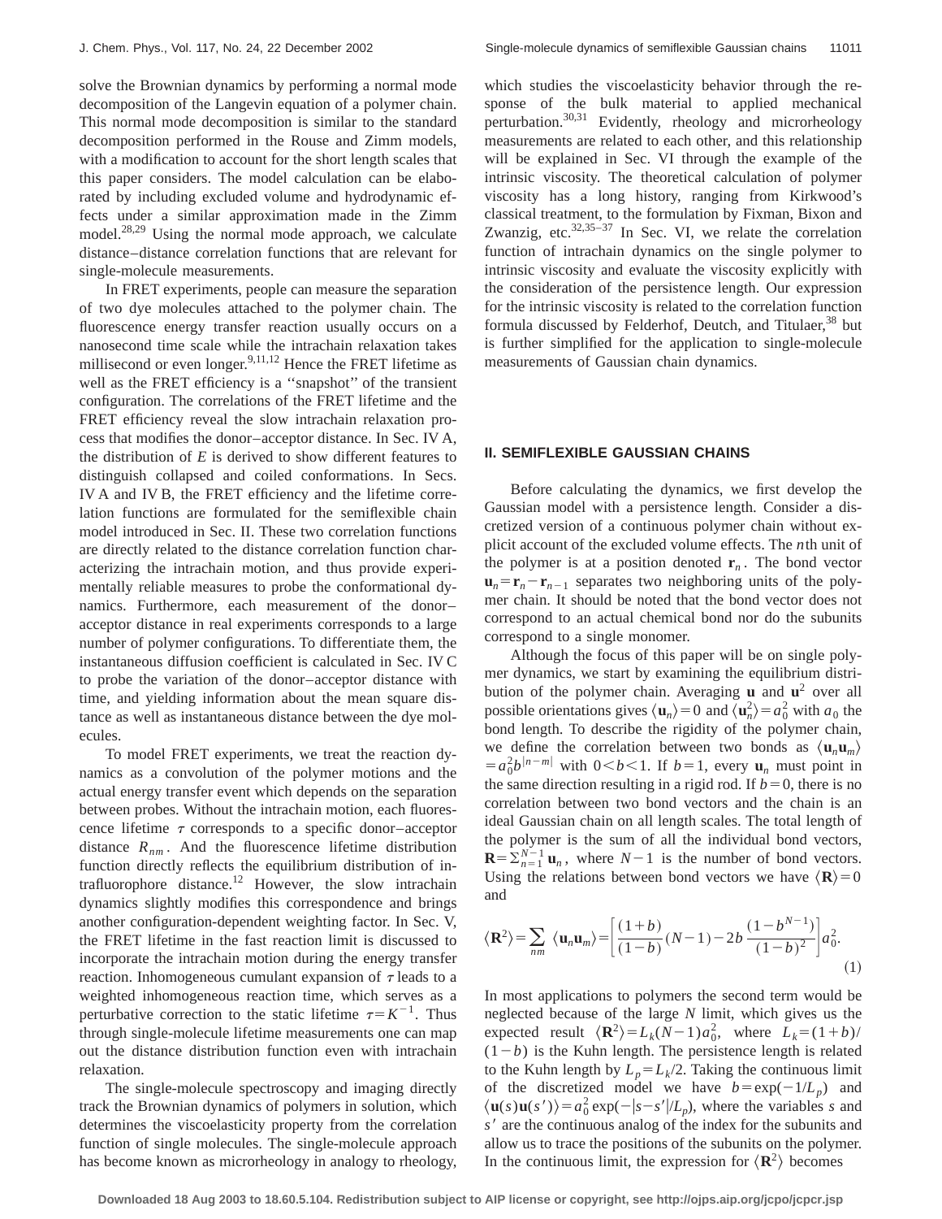solve the Brownian dynamics by performing a normal mode decomposition of the Langevin equation of a polymer chain. This normal mode decomposition is similar to the standard decomposition performed in the Rouse and Zimm models, with a modification to account for the short length scales that this paper considers. The model calculation can be elaborated by including excluded volume and hydrodynamic effects under a similar approximation made in the Zimm model.[28,29] Using the normal mode approach, we calculate distance–distance correlation functions that are relevant for single-molecule measurements.

In FRET experiments, people can measure the separation of two dye molecules attached to the polymer chain. The fluorescence energy transfer reaction usually occurs on a nanosecond time scale while the intrachain relaxation takes millisecond or even longer.[9,11,12] Hence the FRET lifetime as well as the FRET efficiency is a ''snapshot'' of the transient configuration. The correlations of the FRET lifetime and the FRET efficiency reveal the slow intrachain relaxation process that modifies the donor–acceptor distance. In Sec. IV A, the distribution of $E$ is derived to show different features to distinguish collapsed and coiled conformations. In Secs. IV A and IV B, the FRET efficiency and the lifetime correlation functions are formulated for the semiflexible chain model introduced in Sec. II. These two correlation functions are directly related to the distance correlation function characterizing the intrachain motion, and thus provide experimentally reliable measures to probe the conformational dynamics. Furthermore, each measurement of the donor–acceptor distance in real experiments corresponds to a large number of polymer configurations. To differentiate them, the instantaneous diffusion coefficient is calculated in Sec. IV C to probe the variation of the donor–acceptor distance with time, and yielding information about the mean square distance as well as instantaneous distance between the dye molecules.

To model FRET experiments, we treat the reaction dynamics as a convolution of the polymer motions and the actual energy transfer event which depends on the separation between probes. Without the intrachain motion, each fluorescence lifetime $\tau$ corresponds to a specific donor–acceptor distance $R_{nm}$. And the fluorescence lifetime distribution function directly reflects the equilibrium distribution of intrafluorophore distance.[12] However, the slow intrachain dynamics slightly modifies this correspondence and brings another configuration-dependent weighting factor. In Sec. V, the FRET lifetime in the fast reaction limit is discussed to incorporate the intrachain motion during the energy transfer reaction. Inhomogeneous cumulant expansion of $\tau$ leads to a weighted inhomogeneous reaction time, which serves as a perturbative correction to the static lifetime $\tau = K^{-1}$. Thus through single-molecule lifetime measurements one can map out the distance distribution function even with intrachain relaxation.

The single-molecule spectroscopy and imaging directly track the Brownian dynamics of polymers in solution, which determines the viscoelasticity property from the correlation function of single molecules. The single-molecule approach has become known as microrheology in analogy to rheology, which studies the viscoelasticity behavior through the response of the bulk material to applied mechanical perturbation.[30,31] Evidently, rheology and microrheology measurements are related to each other, and this relationship will be explained in Sec. VI through the example of the intrinsic viscosity. The theoretical calculation of polymer viscosity has a long history, ranging from Kirkwood's classical treatment, to the formulation by Fixman, Bixon and Zwanzig, etc.[32,35–37] In Sec. VI, we relate the correlation function of intrachain dynamics on the single polymer to intrinsic viscosity and evaluate the viscosity explicitly with the consideration of the persistence length. Our expression for the intrinsic viscosity is related to the correlation function formula discussed by Felderhof, Deutch, and Titulaer,[38] but is further simplified for the application to single-molecule measurements of Gaussian chain dynamics.

## II. SEMIFLEXIBLE GAUSSIAN CHAINS

Before calculating the dynamics, we first develop the Gaussian model with a persistence length. Consider a discretized version of a continuous polymer chain without explicit account of the excluded volume effects. The $n$th unit of the polymer is at a position denoted $\mathbf{r}_n$. The bond vector $\mathbf{u}_n = \mathbf{r}_n - \mathbf{r}_{n-1}$ separates two neighboring units of the polymer chain. It should be noted that the bond vector does not correspond to an actual chemical bond nor do the subunits correspond to a single monomer.

Although the focus of this paper will be on single polymer dynamics, we start by examining the equilibrium distribution of the polymer chain. Averaging $\mathbf{u}$ and $\mathbf{u}^2$ over all possible orientations gives $\langle \mathbf{u}_n \rangle = 0$ and $\langle \mathbf{u}_n^2 \rangle = a_0^2$ with $a_0$ the bond length. To describe the rigidity of the polymer chain, we define the correlation between two bonds as $\langle \mathbf{u}_n \mathbf{u}_m \rangle = a_0^2 b^{|n-m|}$ with $0 < b < 1$. If $b = 1$, every $\mathbf{u}_n$ must point in the same direction resulting in a rigid rod. If $b = 0$, there is no correlation between two bond vectors and the chain is an ideal Gaussian chain on all length scales. The total length of the polymer is the sum of all the individual bond vectors, $\mathbf{R} = \sum_{n=1}^{N-1} \mathbf{u}_n$, where $N-1$ is the number of bond vectors. Using the relations between bond vectors we have $\langle \mathbf{R} \rangle = 0$ and

$$\langle \mathbf{R}^2 \rangle = \sum_{nm} \langle \mathbf{u}_n \mathbf{u}_m \rangle = \left[ \frac{(1+b)}{(1-b)}(N-1) - 2b\,\frac{(1-b^{N-1})}{(1-b)^2} \right] a_0^2. \tag{1}$$

In most applications to polymers the second term would be neglected because of the large $N$ limit, which gives us the expected result $\langle \mathbf{R}^2 \rangle = L_k (N-1) a_0^2$, where $L_k = (1+b)/(1-b)$ is the Kuhn length. The persistence length is related to the Kuhn length by $L_p = L_k/2$. Taking the continuous limit of the discretized model we have $b = \exp(-1/L_p)$ and $\langle \mathbf{u}(s)\mathbf{u}(s') \rangle = a_0^2 \exp(-|s-s'|/L_p)$, where the variables $s$ and $s'$ are the continuous analog of the index for the subunits and allow us to trace the positions of the subunits on the polymer. In the continuous limit, the expression for $\langle \mathbf{R}^2 \rangle$ becomes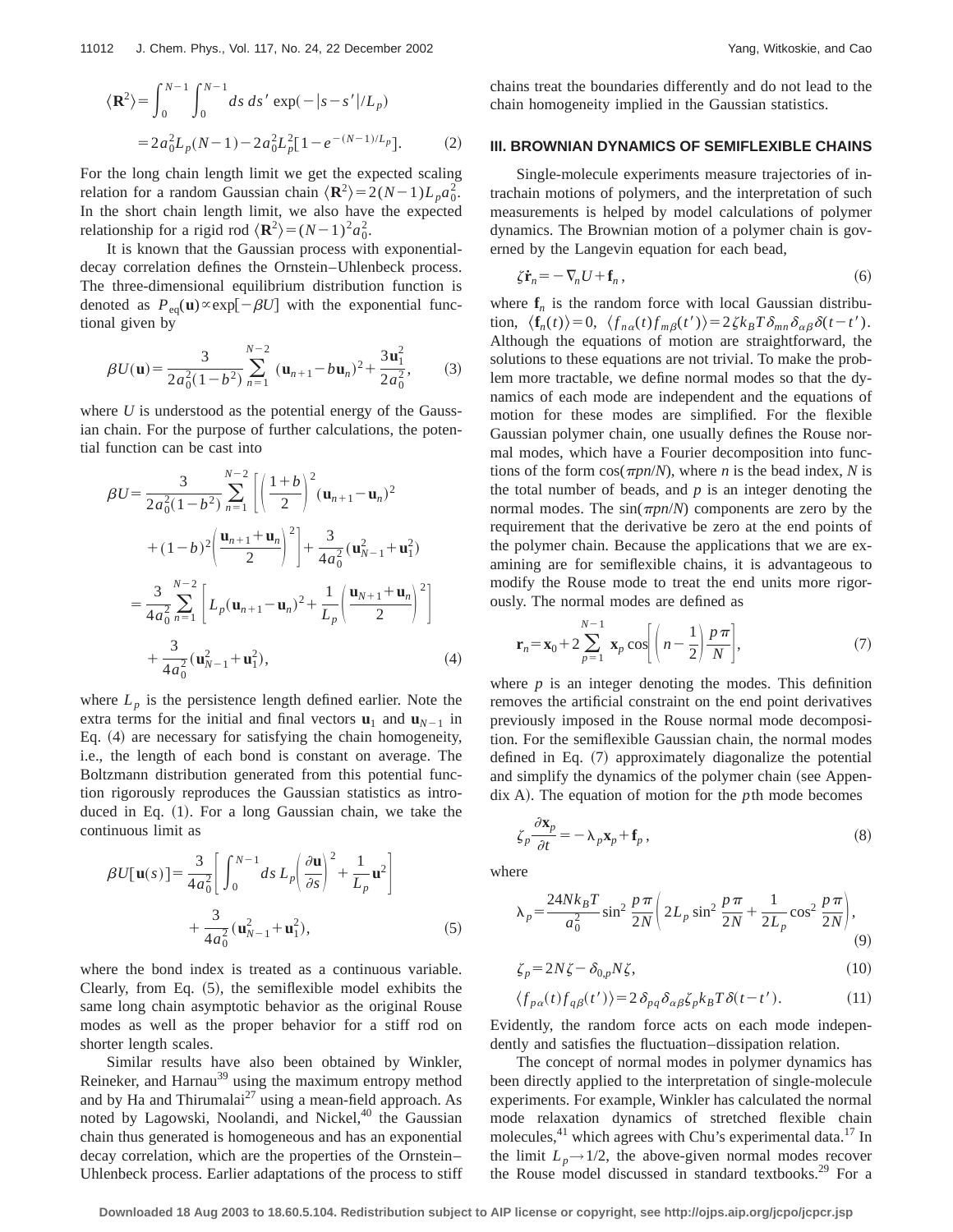$$\langle \mathbf{R}^2 \rangle = \int_0^{N-1} \int_0^{N-1} ds\, ds' \exp(-|s-s'|/L_p)$$

$$= 2a_0^2 L_p (N-1) - 2a_0^2 L_p^2 [1 - e^{-(N-1)/L_p}]. \tag{2}$$

For the long chain length limit we get the expected scaling relation for a random Gaussian chain $\langle \mathbf{R}^2 \rangle = 2(N-1)L_p a_0^2$. In the short chain length limit, we also have the expected relationship for a rigid rod $\langle \mathbf{R}^2 \rangle = (N-1)^2 a_0^2$.

It is known that the Gaussian process with exponential-decay correlation defines the Ornstein–Uhlenbeck process. The three-dimensional equilibrium distribution function is denoted as $P_{\text{eq}}(\mathbf{u}) \propto \exp[-\beta U]$ with the exponential functional given by

$$\beta U(\mathbf{u}) = \frac{3}{2a_0^2(1-b^2)} \sum_{n=1}^{N-2} (\mathbf{u}_{n+1} - b\mathbf{u}_n)^2 + \frac{3\mathbf{u}_1^2}{2a_0^2}, \tag{3}$$

where $U$ is understood as the potential energy of the Gaussian chain. For the purpose of further calculations, the potential function can be cast into

$$\beta U = \frac{3}{2a_0^2(1-b^2)} \sum_{n=1}^{N-2} \left[ \left( \frac{1+b}{2} \right)^2 (\mathbf{u}_{n+1} - \mathbf{u}_n)^2 + (1-b)^2 \left( \frac{\mathbf{u}_{n+1} + \mathbf{u}_n}{2} \right)^2 \right] + \frac{3}{4a_0^2} (\mathbf{u}_{N-1}^2 + \mathbf{u}_1^2)$$

$$= \frac{3}{4a_0^2} \sum_{n=1}^{N-2} \left[ L_p (\mathbf{u}_{n+1} - \mathbf{u}_n)^2 + \frac{1}{L_p} \left( \frac{\mathbf{u}_{N+1} + \mathbf{u}_n}{2} \right)^2 \right] + \frac{3}{4a_0^2} (\mathbf{u}_{N-1}^2 + \mathbf{u}_1^2), \tag{4}$$

where $L_p$ is the persistence length defined earlier. Note the extra terms for the initial and final vectors $\mathbf{u}_1$ and $\mathbf{u}_{N-1}$ in Eq. (4) are necessary for satisfying the chain homogeneity, i.e., the length of each bond is constant on average. The Boltzmann distribution generated from this potential function rigorously reproduces the Gaussian statistics as introduced in Eq. (1). For a long Gaussian chain, we take the continuous limit as

$$\beta U[\mathbf{u}(s)] = \frac{3}{4a_0^2} \left[ \int_0^{N-1} ds\, L_p \left( \frac{\partial \mathbf{u}}{\partial s} \right)^2 + \frac{1}{L_p} \mathbf{u}^2 \right] + \frac{3}{4a_0^2} (\mathbf{u}_{N-1}^2 + \mathbf{u}_1^2), \tag{5}$$

where the bond index is treated as a continuous variable. Clearly, from Eq. (5), the semiflexible model exhibits the same long chain asymptotic behavior as the original Rouse modes as well as the proper behavior for a stiff rod on shorter length scales.

Similar results have also been obtained by Winkler, Reineker, and Harnau[39] using the maximum entropy method and by Ha and Thirumalai[27] using a mean-field approach. As noted by Lagowski, Noolandi, and Nickel,[40] the Gaussian chain thus generated is homogeneous and has an exponential decay correlation, which are the properties of the Ornstein–Uhlenbeck process. Earlier adaptations of the process to stiff chains treat the boundaries differently and do not lead to the chain homogeneity implied in the Gaussian statistics.

## III. BROWNIAN DYNAMICS OF SEMIFLEXIBLE CHAINS

Single-molecule experiments measure trajectories of intrachain motions of polymers, and the interpretation of such measurements is helped by model calculations of polymer dynamics. The Brownian motion of a polymer chain is governed by the Langevin equation for each bead,

$$\zeta \dot{\mathbf{r}}_n = -\nabla_n U + \mathbf{f}_n, \tag{6}$$

where $\mathbf{f}_n$ is the random force with local Gaussian distribution, $\langle \mathbf{f}_n(t) \rangle = 0$, $\langle f_{n\alpha}(t) f_{m\beta}(t') \rangle = 2\zeta k_B T \delta_{mn} \delta_{\alpha\beta} \delta(t-t')$. Although the equations of motion are straightforward, the solutions to these equations are not trivial. To make the problem more tractable, we define normal modes so that the dynamics of each mode are independent and the equations of motion for these modes are simplified. For the flexible Gaussian polymer chain, one usually defines the Rouse normal modes, which have a Fourier decomposition into functions of the form $\cos(\pi pn/N)$, where $n$ is the bead index, $N$ is the total number of beads, and $p$ is an integer denoting the normal modes. The $\sin(\pi pn/N)$ components are zero by the requirement that the derivative be zero at the end points of the polymer chain. Because the applications that we are examining are for semiflexible chains, it is advantageous to modify the Rouse mode to treat the end units more rigorously. The normal modes are defined as

$$\mathbf{r}_n = \mathbf{x}_0 + 2 \sum_{p=1}^{N-1} \mathbf{x}_p \cos\left[ \left( n - \frac{1}{2} \right) \frac{p\pi}{N} \right], \tag{7}$$

where $p$ is an integer denoting the modes. This definition removes the artificial constraint on the end point derivatives previously imposed in the Rouse normal mode decomposition. For the semiflexible Gaussian chain, the normal modes defined in Eq. (7) approximately diagonalize the potential and simplify the dynamics of the polymer chain (see Appendix A). The equation of motion for the $p$th mode becomes

$$\zeta_p \frac{\partial \mathbf{x}_p}{\partial t} = -\lambda_p \mathbf{x}_p + \mathbf{f}_p, \tag{8}$$

where

$$\lambda_p = \frac{24 N k_B T}{a_0^2} \sin^2 \frac{p\pi}{2N} \left( 2L_p \sin^2 \frac{p\pi}{2N} + \frac{1}{2L_p} \cos^2 \frac{p\pi}{2N} \right), \tag{9}$$

$$\zeta_p = 2N\zeta - \delta_{0,p} N\zeta, \tag{10}$$

$$\langle f_{p\alpha}(t) f_{q\beta}(t') \rangle = 2\delta_{pq} \delta_{\alpha\beta} \zeta_p k_B T \delta(t-t'). \tag{11}$$

Evidently, the random force acts on each mode independently and satisfies the fluctuation–dissipation relation.

The concept of normal modes in polymer dynamics has been directly applied to the interpretation of single-molecule experiments. For example, Winkler has calculated the normal mode relaxation dynamics of stretched flexible chain molecules,[41] which agrees with Chu's experimental data.[17] In the limit $L_p \to 1/2$, the above-given normal modes recover the Rouse model discussed in standard textbooks.[29] For a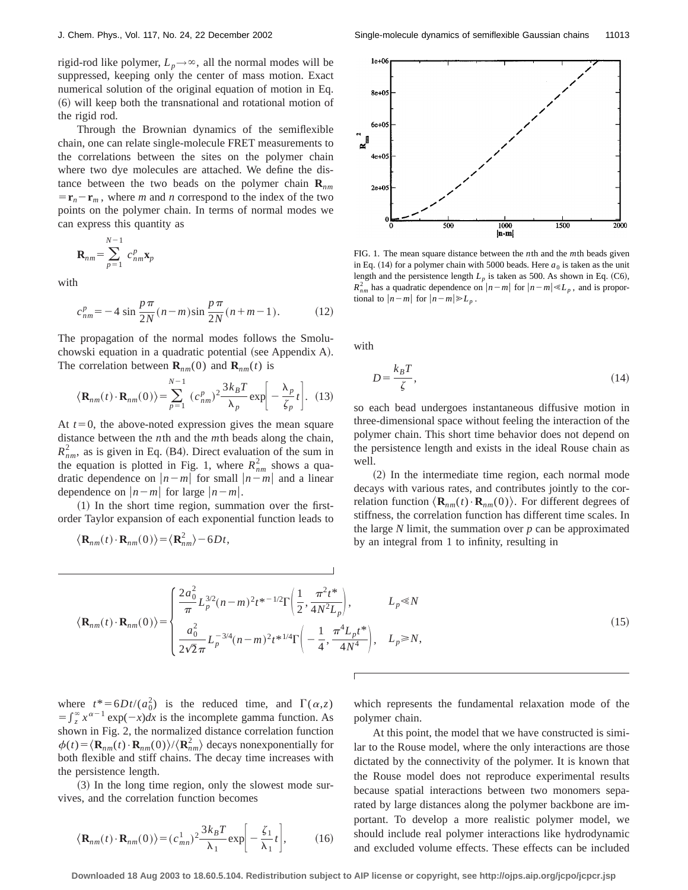rigid-rod like polymer, $L_p \to \infty$, all the normal modes will be suppressed, keeping only the center of mass motion. Exact numerical solution of the original equation of motion in Eq. (6) will keep both the transnational and rotational motion of the rigid rod.

Through the Brownian dynamics of the semiflexible chain, one can relate single-molecule FRET measurements to the correlations between the sites on the polymer chain where two dye molecules are attached. We define the distance between the two beads on the polymer chain $\mathbf{R}_{nm} = \mathbf{r}_n - \mathbf{r}_m$, where $m$ and $n$ correspond to the index of the two points on the polymer chain. In terms of normal modes we can express this quantity as

$$\mathbf{R}_{nm} = \sum_{p=1}^{N-1} c_{nm}^p \mathbf{x}_p$$

with

$$c_{nm}^p = -4 \sin \frac{p\pi}{2N}(n-m) \sin \frac{p\pi}{2N}(n+m-1). \tag{12}$$

The propagation of the normal modes follows the Smoluchowski equation in a quadratic potential (see Appendix A). The correlation between $\mathbf{R}_{nm}(0)$ and $\mathbf{R}_{nm}(t)$ is

$$\langle \mathbf{R}_{nm}(t) \cdot \mathbf{R}_{nm}(0) \rangle = \sum_{p=1}^{N-1} (c_{nm}^p)^2 \frac{3k_B T}{\lambda_p} \exp\left[ -\frac{\lambda_p}{\zeta_p} t \right]. \tag{13}$$

At $t=0$, the above-noted expression gives the mean square distance between the $n$th and the $m$th beads along the chain, $R_{nm}^2$, as is given in Eq. (B4). Direct evaluation of the sum in the equation is plotted in Fig. 1, where $R_{nm}^2$ shows a quadratic dependence on $|n-m|$ for small $|n-m|$ and a linear dependence on $|n-m|$ for large $|n-m|$.

FIG. 1. The mean square distance between the $n$th and the $m$th beads given in Eq. (14) for a polymer chain with 5000 beads. Here $a_0$ is taken as the unit length and the persistence length $L_p$ is taken as 500. As shown in Eq. (C6), $R_{nm}^2$ has a quadratic dependence on $|n-m|$ for $|n-m| \ll L_p$, and is proportional to $|n-m|$ for $|n-m| \gg L_p$.

(1) In the short time region, summation over the first-order Taylor expansion of each exponential function leads to

$$\langle \mathbf{R}_{nm}(t) \cdot \mathbf{R}_{nm}(0) \rangle = \langle \mathbf{R}_{nm}^2 \rangle - 6Dt,$$

with

$$D = \frac{k_B T}{\zeta}, \tag{14}$$

so each bead undergoes instantaneous diffusive motion in three-dimensional space without feeling the interaction of the polymer chain. This short time behavior does not depend on the persistence length and exists in the ideal Rouse chain as well.

(2) In the intermediate time region, each normal mode decays with various rates, and contributes jointly to the correlation function $\langle \mathbf{R}_{nm}(t) \cdot \mathbf{R}_{nm}(0) \rangle$. For different degrees of stiffness, the correlation function has different time scales. In the large $N$ limit, the summation over $p$ can be approximated by an integral from 1 to infinity, resulting in

$$\langle \mathbf{R}_{nm}(t) \cdot \mathbf{R}_{nm}(0) \rangle = \begin{cases} \dfrac{2a_0^2}{\pi} L_p^{3/2} (n-m)^2 t^{*-1/2} \Gamma\left( \dfrac{1}{2}, \dfrac{\pi^2 t^*}{4N^2 L_p} \right), & L_p \ll N \\[2ex] \dfrac{a_0^2}{2\sqrt{2}\pi} L_p^{-3/4} (n-m)^2 t^{*1/4} \Gamma\left( -\dfrac{1}{4}, \dfrac{\pi^4 L_p t^*}{4N^4} \right), & L_p \gg N, \end{cases} \tag{15}$$

where $t^* = 6Dt/(a_0^2)$ is the reduced time, and $\Gamma(\alpha, z) = \int_z^\infty x^{\alpha-1} \exp(-x) dx$ is the incomplete gamma function. As shown in Fig. 2, the normalized distance correlation function $\phi(t) = \langle \mathbf{R}_{nm}(t) \cdot \mathbf{R}_{nm}(0) \rangle / \langle \mathbf{R}_{nm}^2 \rangle$ decays nonexponentially for both flexible and stiff chains. The decay time increases with the persistence length.

(3) In the long time region, only the slowest mode survives, and the correlation function becomes

$$\langle \mathbf{R}_{nm}(t) \cdot \mathbf{R}_{nm}(0) \rangle = (c_{mn}^1)^2 \frac{3k_B T}{\lambda_1} \exp\left[ -\frac{\zeta_1}{\lambda_1} t \right], \tag{16}$$

which represents the fundamental relaxation mode of the polymer chain.

At this point, the model that we have constructed is similar to the Rouse model, where the only interactions are those dictated by the connectivity of the polymer. It is known that the Rouse model does not reproduce experimental results because spatial interactions between two monomers separated by large distances along the polymer backbone are important. To develop a more realistic polymer model, we should include real polymer interactions like hydrodynamic and excluded volume effects. These effects can be included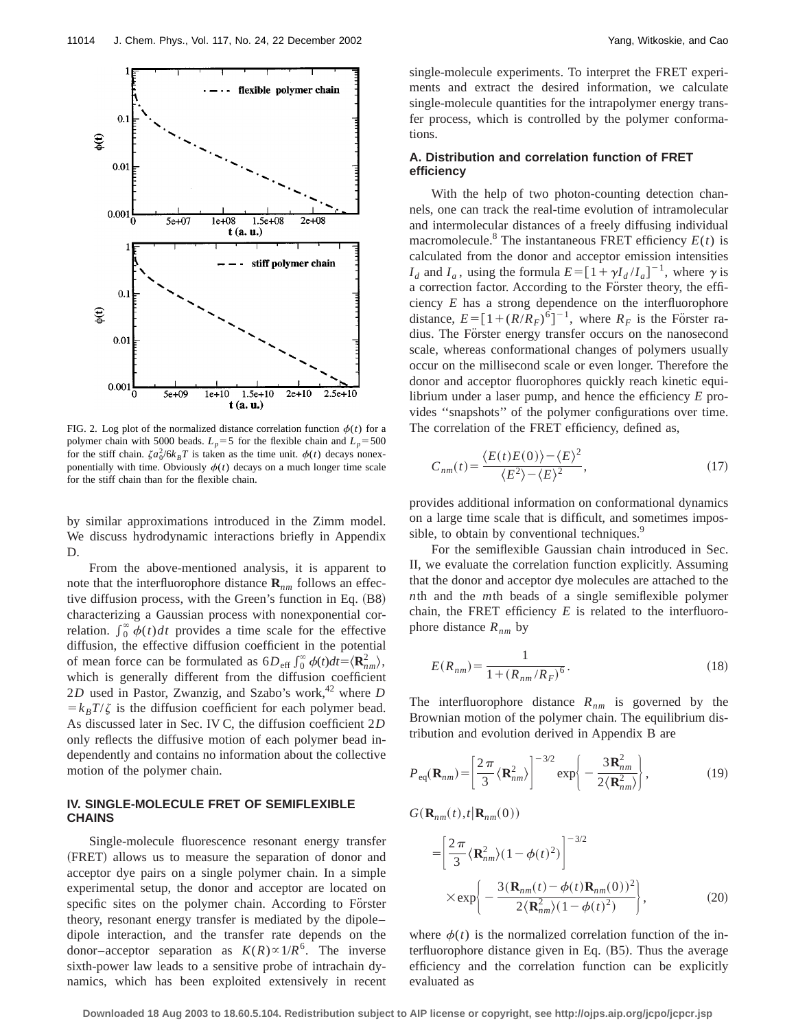FIG. 2. Log plot of the normalized distance correlation function $\phi(t)$ for a polymer chain with 5000 beads. $L_p=5$ for the flexible chain and $L_p=500$ for the stiff chain. $\zeta a_0^2/6k_BT$ is taken as the time unit. $\phi(t)$ decays nonexponentially with time. Obviously $\phi(t)$ decays on a much longer time scale for the stiff chain than for the flexible chain.

by similar approximations introduced in the Zimm model. We discuss hydrodynamic interactions briefly in Appendix D.

From the above-mentioned analysis, it is apparent to note that the interfluorophore distance $\mathbf{R}_{nm}$ follows an effective diffusion process, with the Green's function in Eq. (B8) characterizing a Gaussian process with nonexponential correlation. $\int_0^\infty \phi(t)dt$ provides a time scale for the effective diffusion, the effective diffusion coefficient in the potential of mean force can be formulated as $6D_{\text{eff}}\int_0^\infty \phi(t)dt=\langle \mathbf{R}_{nm}^2\rangle$, which is generally different from the diffusion coefficient $2D$ used in Pastor, Zwanzig, and Szabo's work,[42] where $D=k_BT/\zeta$ is the diffusion coefficient for each polymer bead. As discussed later in Sec. IV C, the diffusion coefficient $2D$ only reflects the diffusive motion of each polymer bead independently and contains no information about the collective motion of the polymer chain.

## IV. SINGLE-MOLECULE FRET OF SEMIFLEXIBLE CHAINS

Single-molecule fluorescence resonant energy transfer (FRET) allows us to measure the separation of donor and acceptor dye pairs on a single polymer chain. In a simple experimental setup, the donor and acceptor are located on specific sites on the polymer chain. According to Förster theory, resonant energy transfer is mediated by the dipole–dipole interaction, and the transfer rate depends on the donor–acceptor separation as $K(R)\propto 1/R^6$. The inverse sixth-power law leads to a sensitive probe of intrachain dynamics, which has been exploited extensively in recent single-molecule experiments. To interpret the FRET experiments and extract the desired information, we calculate single-molecule quantities for the intrapolymer energy transfer process, which is controlled by the polymer conformations.

### A. Distribution and correlation function of FRET efficiency

With the help of two photon-counting detection channels, one can track the real-time evolution of intramolecular and intermolecular distances of a freely diffusing individual macromolecule.[8] The instantaneous FRET efficiency $E(t)$ is calculated from the donor and acceptor emission intensities $I_d$ and $I_a$, using the formula $E=[1+\gamma I_d/I_a]^{-1}$, where $\gamma$ is a correction factor. According to the Förster theory, the efficiency $E$ has a strong dependence on the interfluorophore distance, $E=[1+(R/R_F)^6]^{-1}$, where $R_F$ is the Förster radius. The Förster energy transfer occurs on the nanosecond scale, whereas conformational changes of polymers usually occur on the millisecond scale or even longer. Therefore the donor and acceptor fluorophores quickly reach kinetic equilibrium under a laser pump, and hence the efficiency $E$ provides "snapshots" of the polymer configurations over time. The correlation of the FRET efficiency, defined as,

$$C_{nm}(t)=\frac{\langle E(t)E(0)\rangle-\langle E\rangle^2}{\langle E^2\rangle-\langle E\rangle^2}, \tag{17}$$

provides additional information on conformational dynamics on a large time scale that is difficult, and sometimes impossible, to obtain by conventional techniques.[9]

For the semiflexible Gaussian chain introduced in Sec. II, we evaluate the correlation function explicitly. Assuming that the donor and acceptor dye molecules are attached to the $n$th and the $m$th beads of a single semiflexible polymer chain, the FRET efficiency $E$ is related to the interfluorophore distance $R_{nm}$ by

$$E(R_{nm})=\frac{1}{1+(R_{nm}/R_F)^6}. \tag{18}$$

The interfluorophore distance $R_{nm}$ is governed by the Brownian motion of the polymer chain. The equilibrium distribution and evolution derived in Appendix B are

$$P_{\text{eq}}(\mathbf{R}_{nm})=\left[\frac{2\pi}{3}\langle \mathbf{R}_{nm}^2\rangle\right]^{-3/2}\exp\left\{-\frac{3\mathbf{R}_{nm}^2}{2\langle \mathbf{R}_{nm}^2\rangle}\right\}, \tag{19}$$

$$G(\mathbf{R}_{nm}(t),t|\mathbf{R}_{nm}(0))=\left[\frac{2\pi}{3}\langle \mathbf{R}_{nm}^2\rangle(1-\phi(t)^2)\right]^{-3/2}\times\exp\left\{-\frac{3(\mathbf{R}_{nm}(t)-\phi(t)\mathbf{R}_{nm}(0))^2}{2\langle \mathbf{R}_{nm}^2\rangle(1-\phi(t)^2)}\right\}, \tag{20}$$

where $\phi(t)$ is the normalized correlation function of the interfluorophore distance given in Eq. (B5). Thus the average efficiency and the correlation function can be explicitly evaluated as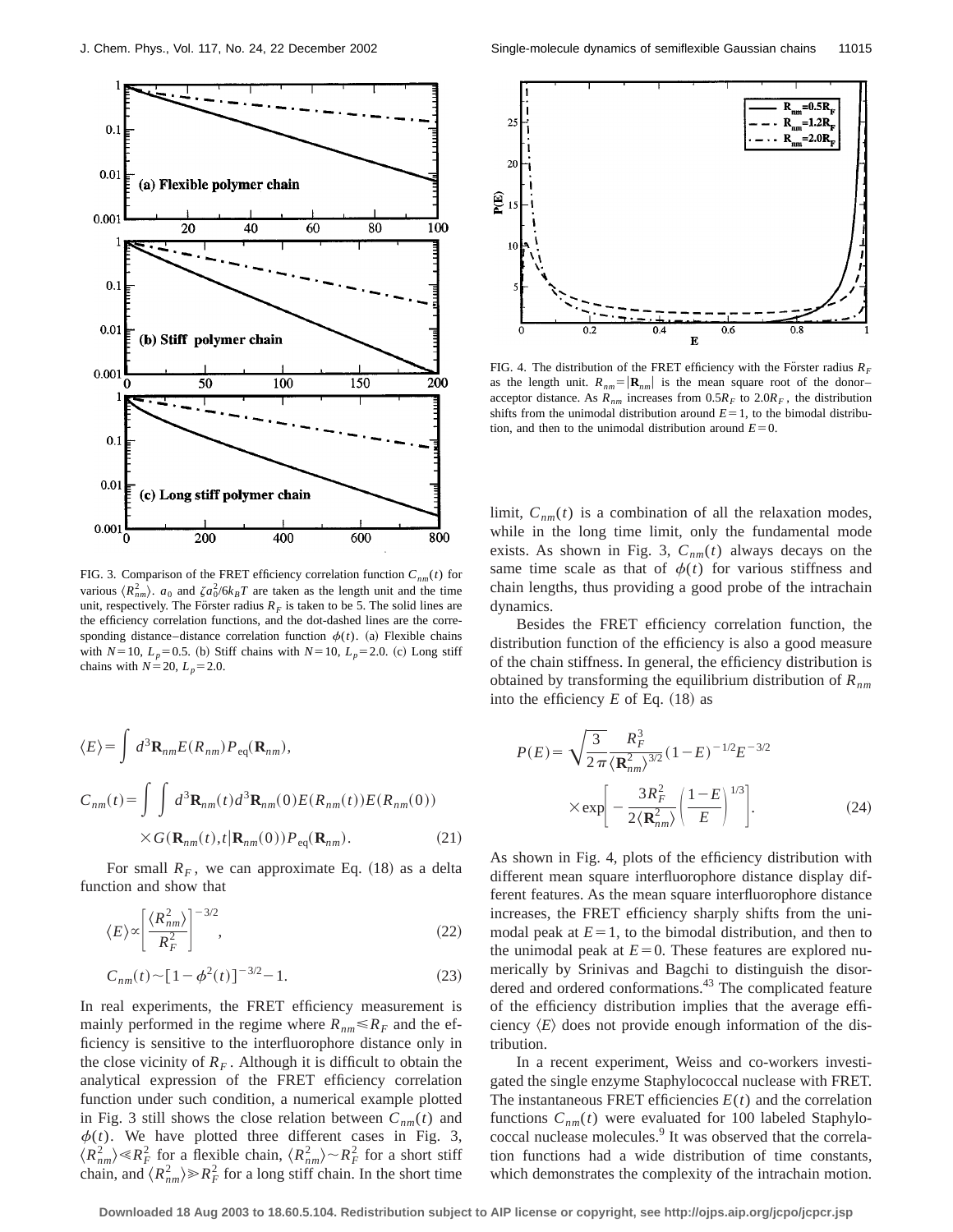FIG. 3. Comparison of the FRET efficiency correlation function $C_{nm}(t)$ for various $\langle R_{nm}^2 \rangle$. $a_0$ and $\zeta a_0^2/6k_BT$ are taken as the length unit and the time unit, respectively. The Förster radius $R_F$ is taken to be 5. The solid lines are the efficiency correlation functions, and the dot-dashed lines are the corresponding distance–distance correlation function $\phi(t)$. (a) Flexible chains with $N=10$, $L_p=0.5$. (b) Stiff chains with $N=10$, $L_p=2.0$. (c) Long stiff chains with $N=20$, $L_p=2.0$.

$$
\langle E \rangle = \int d^3\mathbf{R}_{nm} E(R_{nm}) P_{\rm eq}(\mathbf{R}_{nm}),
$$

$$
C_{nm}(t) = \int \int d^3\mathbf{R}_{nm}(t) d^3\mathbf{R}_{nm}(0) E(R_{nm}(t)) E(R_{nm}(0)) \times G(\mathbf{R}_{nm}(t), t | \mathbf{R}_{nm}(0)) P_{\rm eq}(\mathbf{R}_{nm}). \tag{21}
$$

For small $R_F$, we can approximate Eq. (18) as a delta function and show that

$$
\langle E \rangle \propto \left[ \frac{\langle R_{nm}^2 \rangle}{R_F^2} \right]^{-3/2}, \tag{22}
$$

$$
C_{nm}(t) \sim [1-\phi^2(t)]^{-3/2} - 1. \tag{23}
$$

In real experiments, the FRET efficiency measurement is mainly performed in the regime where $R_{nm} \leqslant R_F$ and the efficiency is sensitive to the interfluorophore distance only in the close vicinity of $R_F$. Although it is difficult to obtain the analytical expression of the FRET efficiency correlation function under such condition, a numerical example plotted in Fig. 3 still shows the close relation between $C_{nm}(t)$ and $\phi(t)$. We have plotted three different cases in Fig. 3, $\langle R_{nm}^2 \rangle \ll R_F^2$ for a flexible chain, $\langle R_{nm}^2 \rangle \sim R_F^2$ for a short stiff chain, and $\langle R_{nm}^2 \rangle \gg R_F^2$ for a long stiff chain. In the short time limit, $C_{nm}(t)$ is a combination of all the relaxation modes, while in the long time limit, only the fundamental mode exists. As shown in Fig. 3, $C_{nm}(t)$ always decays on the same time scale as that of $\phi(t)$ for various stiffness and chain lengths, thus providing a good probe of the intrachain dynamics.

FIG. 4. The distribution of the FRET efficiency with the Förster radius $R_F$ as the length unit. $R_{nm} = |\mathbf{R}_{nm}|$ is the mean square root of the donor–acceptor distance. As $R_{nm}$ increases from $0.5R_F$ to $2.0R_F$, the distribution shifts from the unimodal distribution around $E=1$, to the bimodal distribution, and then to the unimodal distribution around $E=0$.

Besides the FRET efficiency correlation function, the distribution function of the efficiency is also a good measure of the chain stiffness. In general, the efficiency distribution is obtained by transforming the equilibrium distribution of $R_{nm}$ into the efficiency $E$ of Eq. (18) as

$$
P(E) = \sqrt{\frac{3}{2\pi}} \frac{R_F^3}{\langle \mathbf{R}_{nm}^2 \rangle^{3/2}} (1-E)^{-1/2} E^{-3/2} \times \exp\left[ -\frac{3R_F^2}{2\langle \mathbf{R}_{nm}^2 \rangle} \left( \frac{1-E}{E} \right)^{1/3} \right]. \tag{24}
$$

As shown in Fig. 4, plots of the efficiency distribution with different mean square interfluorophore distance display different features. As the mean square interfluorophore distance increases, the FRET efficiency sharply shifts from the unimodal peak at $E=1$, to the bimodal distribution, and then to the unimodal peak at $E=0$. These features are explored numerically by Srinivas and Bagchi to distinguish the disordered and ordered conformations.[43] The complicated feature of the efficiency distribution implies that the average efficiency $\langle E \rangle$ does not provide enough information of the distribution.

In a recent experiment, Weiss and co-workers investigated the single enzyme Staphylococcal nuclease with FRET. The instantaneous FRET efficiencies $E(t)$ and the correlation functions $C_{nm}(t)$ were evaluated for 100 labeled Staphylococcal nuclease molecules.[9] It was observed that the correlation functions had a wide distribution of time constants, which demonstrates the complexity of the intrachain motion.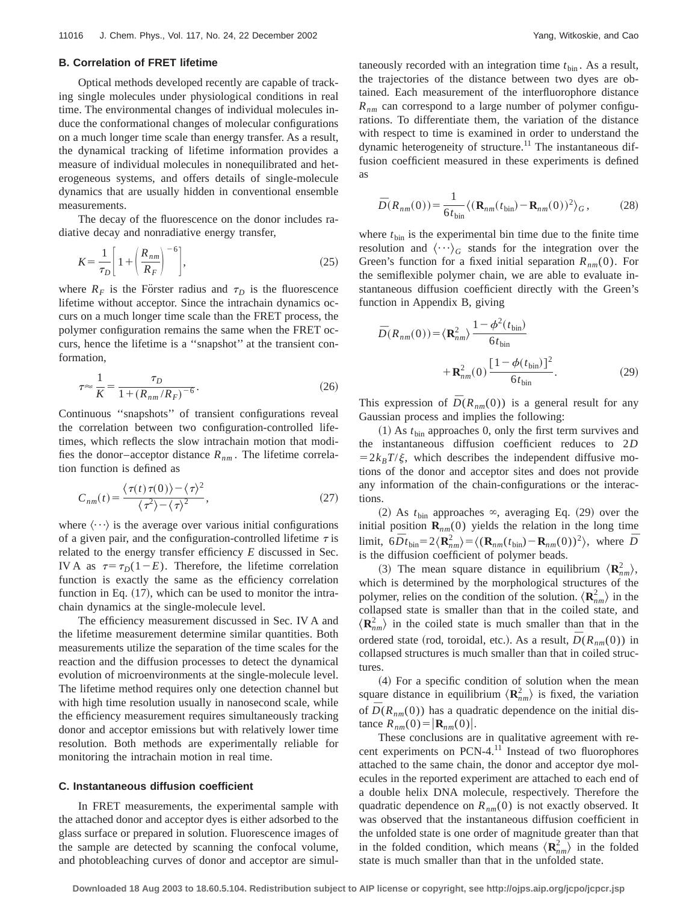### B. Correlation of FRET lifetime

Optical methods developed recently are capable of tracking single molecules under physiological conditions in real time. The environmental changes of individual molecules induce the conformational changes of molecular configurations on a much longer time scale than energy transfer. As a result, the dynamical tracking of lifetime information provides a measure of individual molecules in nonequilibrated and heterogeneous systems, and offers details of single-molecule dynamics that are usually hidden in conventional ensemble measurements.

The decay of the fluorescence on the donor includes radiative decay and nonradiative energy transfer,

$$K=\frac{1}{\tau_D}\left[1+\left(\frac{R_{nm}}{R_F}\right)^{-6}\right],\tag{25}$$

where $R_F$ is the Förster radius and $\tau_D$ is the fluorescence lifetime without acceptor. Since the intrachain dynamics occurs on a much longer time scale than the FRET process, the polymer configuration remains the same when the FRET occurs, hence the lifetime is a "snapshot" at the transient conformation,

$$\tau\approx\frac{1}{K}=\frac{\tau_D}{1+(R_{nm}/R_F)^{-6}}.\tag{26}$$

Continuous "snapshots" of transient configurations reveal the correlation between two configuration-controlled lifetimes, which reflects the slow intrachain motion that modifies the donor–acceptor distance $R_{nm}$. The lifetime correlation function is defined as

$$C_{nm}(t)=\frac{\langle\tau(t)\tau(0)\rangle-\langle\tau\rangle^2}{\langle\tau^2\rangle-\langle\tau\rangle^2},\tag{27}$$

where $\langle\cdots\rangle$ is the average over various initial configurations of a given pair, and the configuration-controlled lifetime $\tau$ is related to the energy transfer efficiency $E$ discussed in Sec. IV A as $\tau=\tau_D(1-E)$. Therefore, the lifetime correlation function is exactly the same as the efficiency correlation function in Eq. (17), which can be used to monitor the intrachain dynamics at the single-molecule level.

The efficiency measurement discussed in Sec. IV A and the lifetime measurement determine similar quantities. Both measurements utilize the separation of the time scales for the reaction and the diffusion processes to detect the dynamical evolution of microenvironments at the single-molecule level. The lifetime method requires only one detection channel but with high time resolution usually in nanosecond scale, while the efficiency measurement requires simultaneously tracking donor and acceptor emissions but with relatively lower time resolution. Both methods are experimentally reliable for monitoring the intrachain motion in real time.

### C. Instantaneous diffusion coefficient

In FRET measurements, the experimental sample with the attached donor and acceptor dyes is either adsorbed to the glass surface or prepared in solution. Fluorescence images of the sample are detected by scanning the confocal volume, and photobleaching curves of donor and acceptor are simultaneously recorded with an integration time $t_{\text{bin}}$. As a result, the trajectories of the distance between two dyes are obtained. Each measurement of the interfluorophore distance $R_{nm}$ can correspond to a large number of polymer configurations. To differentiate them, the variation of the distance with respect to time is examined in order to understand the dynamic heterogeneity of structure.[11] The instantaneous diffusion coefficient measured in these experiments is defined as

$$\bar{D}(R_{nm}(0))=\frac{1}{6t_{\text{bin}}}\langle(\mathbf{R}_{nm}(t_{\text{bin}})-\mathbf{R}_{nm}(0))^2\rangle_G,\tag{28}$$

where $t_{\text{bin}}$ is the experimental bin time due to the finite time resolution and $\langle\cdots\rangle_G$ stands for the integration over the Green's function for a fixed initial separation $R_{nm}(0)$. For the semiflexible polymer chain, we are able to evaluate instantaneous diffusion coefficient directly with the Green's function in Appendix B, giving

$$\bar{D}(R_{nm}(0))=\langle\mathbf{R}_{nm}^2\rangle\frac{1-\phi^2(t_{\text{bin}})}{6t_{\text{bin}}}+\mathbf{R}_{nm}^2(0)\frac{[1-\phi(t_{\text{bin}})]^2}{6t_{\text{bin}}}.\tag{29}$$

This expression of $\bar{D}(R_{nm}(0))$ is a general result for any Gaussian process and implies the following:

(1) As $t_{\text{bin}}$ approaches 0, only the first term survives and the instantaneous diffusion coefficient reduces to $2D=2k_BT/\xi$, which describes the independent diffusive motions of the donor and acceptor sites and does not provide any information of the chain-configurations or the interactions.

(2) As $t_{\text{bin}}$ approaches $\infty$, averaging Eq. (29) over the initial position $\mathbf{R}_{nm}(0)$ yields the relation in the long time limit, $6\bar{D}t_{\text{bin}}=2\langle\mathbf{R}_{nm}^2\rangle=\langle(\mathbf{R}_{nm}(t_{\text{bin}})-\mathbf{R}_{nm}(0))^2\rangle$, where $\bar{D}$ is the diffusion coefficient of polymer beads.

(3) The mean square distance in equilibrium $\langle\mathbf{R}_{nm}^2\rangle$, which is determined by the morphological structures of the polymer, relies on the condition of the solution. $\langle\mathbf{R}_{nm}^2\rangle$ in the collapsed state is smaller than that in the coiled state, and $\langle\mathbf{R}_{nm}^2\rangle$ in the coiled state is much smaller than that in the ordered state (rod, toroidal, etc.). As a result, $\bar{D}(R_{nm}(0))$ in collapsed structures is much smaller than that in coiled structures.

(4) For a specific condition of solution when the mean square distance in equilibrium $\langle\mathbf{R}_{nm}^2\rangle$ is fixed, the variation of $\bar{D}(R_{nm}(0))$ has a quadratic dependence on the initial distance $R_{nm}(0)=|\mathbf{R}_{nm}(0)|$.

These conclusions are in qualitative agreement with recent experiments on PCN-4.[11] Instead of two fluorophores attached to the same chain, the donor and acceptor dye molecules in the reported experiment are attached to each end of a double helix DNA molecule, respectively. Therefore the quadratic dependence on $R_{nm}(0)$ is not exactly observed. It was observed that the instantaneous diffusion coefficient in the unfolded state is one order of magnitude greater than that in the folded condition, which means $\langle\mathbf{R}_{nm}^2\rangle$ in the folded state is much smaller than that in the unfolded state.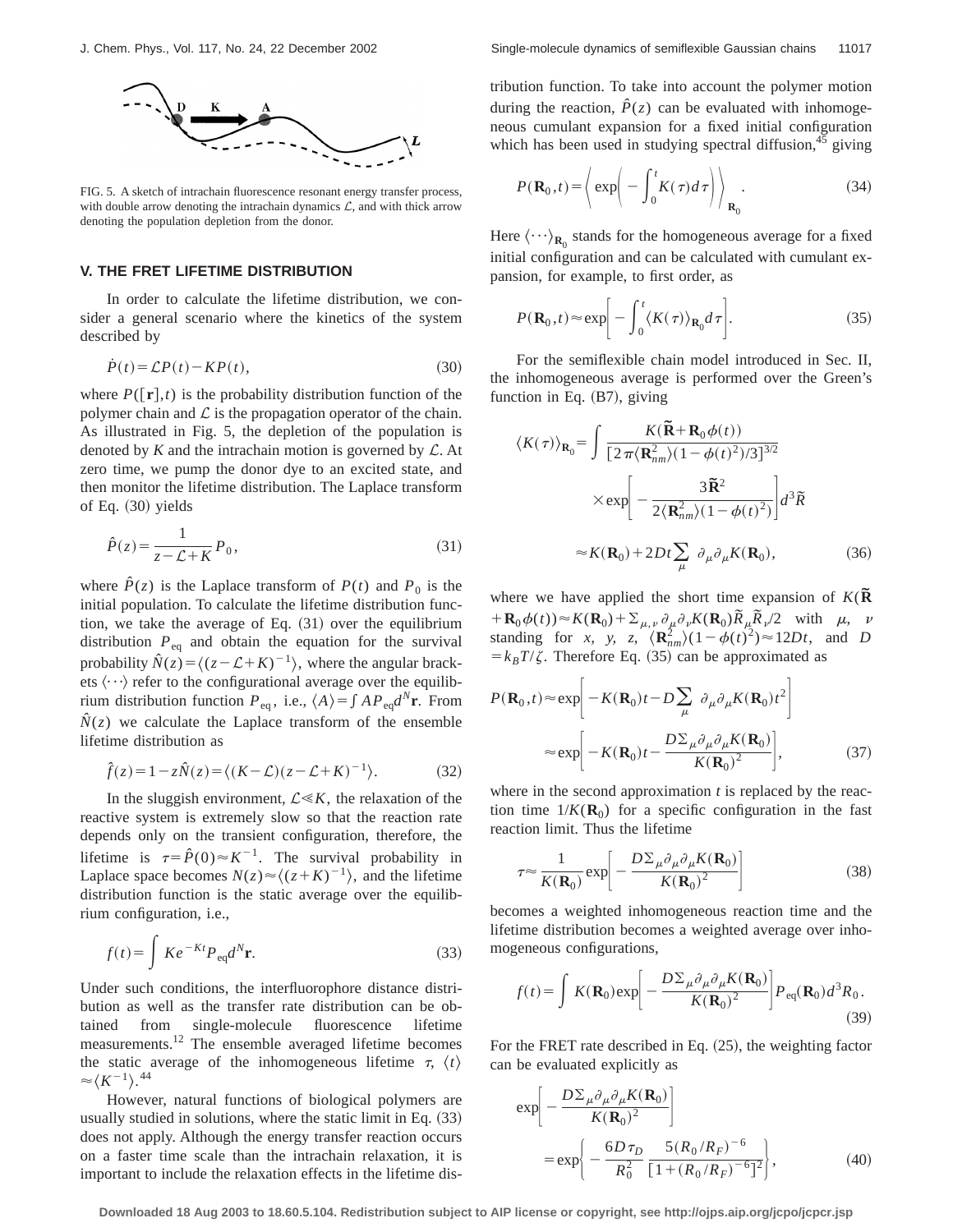FIG. 5. A sketch of intrachain fluorescence resonant energy transfer process, with double arrow denoting the intrachain dynamics $\mathcal{L}$, and with thick arrow denoting the population depletion from the donor.

## V. THE FRET LIFETIME DISTRIBUTION

In order to calculate the lifetime distribution, we consider a general scenario where the kinetics of the system described by

$$\dot{P}(t) = \mathcal{L}P(t) - KP(t), \tag{30}$$

where $P([\mathbf{r}],t)$ is the probability distribution function of the polymer chain and $\mathcal{L}$ is the propagation operator of the chain. As illustrated in Fig. 5, the depletion of the population is denoted by $K$ and the intrachain motion is governed by $\mathcal{L}$. At zero time, we pump the donor dye to an excited state, and then monitor the lifetime distribution. The Laplace transform of Eq. (30) yields

$$\hat{P}(z) = \frac{1}{z - \mathcal{L} + K} P_0, \tag{31}$$

where $\hat{P}(z)$ is the Laplace transform of $P(t)$ and $P_0$ is the initial population. To calculate the lifetime distribution function, we take the average of Eq. (31) over the equilibrium distribution $P_{\mathrm{eq}}$ and obtain the equation for the survival probability $\hat{N}(z) = \langle (z - \mathcal{L} + K)^{-1} \rangle$, where the angular brackets $\langle \cdots \rangle$ refer to the configurational average over the equilibrium distribution function $P_{\mathrm{eq}}$, i.e., $\langle A \rangle = \int A P_{\mathrm{eq}} d^N \mathbf{r}$. From $\hat{N}(z)$ we calculate the Laplace transform of the ensemble lifetime distribution as

$$\hat{f}(z) = 1 - z\hat{N}(z) = \langle (K - \mathcal{L})(z - \mathcal{L} + K)^{-1} \rangle. \tag{32}$$

In the sluggish environment, $\mathcal{L} \ll K$, the relaxation of the reactive system is extremely slow so that the reaction rate depends only on the transient configuration, therefore, the lifetime is $\tau = \hat{P}(0) \approx K^{-1}$. The survival probability in Laplace space becomes $N(z) \approx \langle (z + K)^{-1} \rangle$, and the lifetime distribution function is the static average over the equilibrium configuration, i.e.,

$$f(t) = \int K e^{-Kt} P_{\mathrm{eq}} d^N \mathbf{r}. \tag{33}$$

Under such conditions, the interfluorophore distance distribution as well as the transfer rate distribution can be obtained from single-molecule fluorescence lifetime measurements.[12] The ensemble averaged lifetime becomes the static average of the inhomogeneous lifetime $\tau$, $\langle t \rangle \approx \langle K^{-1} \rangle$.[44]

However, natural functions of biological polymers are usually studied in solutions, where the static limit in Eq. (33) does not apply. Although the energy transfer reaction occurs on a faster time scale than the intrachain relaxation, it is important to include the relaxation effects in the lifetime distribution function. To take into account the polymer motion during the reaction, $\hat{P}(z)$ can be evaluated with inhomogeneous cumulant expansion for a fixed initial configuration which has been used in studying spectral diffusion,[45] giving

$$P(\mathbf{R}_0, t) = \left\langle \exp\left( -\int_0^t K(\tau) d\tau \right) \right\rangle_{\mathbf{R}_0}. \tag{34}$$

Here $\langle \cdots \rangle_{\mathbf{R}_0}$ stands for the homogeneous average for a fixed initial configuration and can be calculated with cumulant expansion, for example, to first order, as

$$P(\mathbf{R}_0, t) \approx \exp\left[ -\int_0^t \langle K(\tau) \rangle_{\mathbf{R}_0} d\tau \right]. \tag{35}$$

For the semiflexible chain model introduced in Sec. II, the inhomogeneous average is performed over the Green's function in Eq. (B7), giving

$$\begin{aligned} \langle K(\tau) \rangle_{\mathbf{R}_0} &= \int \frac{K(\tilde{\mathbf{R}} + \mathbf{R}_0 \phi(t))}{[2\pi \langle \mathbf{R}_{nm}^2 \rangle (1 - \phi(t)^2)/3]^{3/2}} \\ &\quad \times \exp\left[ -\frac{3\tilde{\mathbf{R}}^2}{2\langle \mathbf{R}_{nm}^2 \rangle (1 - \phi(t)^2)} \right] d^3 \tilde{R} \\ &\approx K(\mathbf{R}_0) + 2Dt \sum_\mu \partial_\mu \partial_\mu K(\mathbf{R}_0), \end{aligned} \tag{36}$$

where we have applied the short time expansion of $K(\tilde{\mathbf{R}} + \mathbf{R}_0 \phi(t)) \approx K(\mathbf{R}_0) + \Sigma_{\mu,\nu} \partial_\mu \partial_\nu K(\mathbf{R}_0) \tilde{R}_\mu \tilde{R}_\nu / 2$ with $\mu$, $\nu$ standing for $x$, $y$, $z$, $\langle \mathbf{R}_{nm}^2 \rangle (1 - \phi(t)^2) \approx 12Dt$, and $D = k_B T / \zeta$. Therefore Eq. (35) can be approximated as

$$\begin{aligned} P(\mathbf{R}_0, t) &\approx \exp\left[ -K(\mathbf{R}_0)t - D \sum_\mu \partial_\mu \partial_\mu K(\mathbf{R}_0) t^2 \right] \\ &\approx \exp\left[ -K(\mathbf{R}_0)t - \frac{D \Sigma_\mu \partial_\mu \partial_\mu K(\mathbf{R}_0)}{K(\mathbf{R}_0)^2} \right], \end{aligned} \tag{37}$$

where in the second approximation $t$ is replaced by the reaction time $1/K(\mathbf{R}_0)$ for a specific configuration in the fast reaction limit. Thus the lifetime

$$\tau \approx \frac{1}{K(\mathbf{R}_0)} \exp\left[ -\frac{D \Sigma_\mu \partial_\mu \partial_\mu K(\mathbf{R}_0)}{K(\mathbf{R}_0)^2} \right] \tag{38}$$

becomes a weighted inhomogeneous reaction time and the lifetime distribution becomes a weighted average over inhomogeneous configurations,

$$f(t) = \int K(\mathbf{R}_0) \exp\left[ -\frac{D \Sigma_\mu \partial_\mu \partial_\mu K(\mathbf{R}_0)}{K(\mathbf{R}_0)^2} \right] P_{\mathrm{eq}}(\mathbf{R}_0) d^3 R_0. \tag{39}$$

For the FRET rate described in Eq. (25), the weighting factor can be evaluated explicitly as

$$\begin{aligned} &\exp\left[ -\frac{D \Sigma_\mu \partial_\mu \partial_\mu K(\mathbf{R}_0)}{K(\mathbf{R}_0)^2} \right] \\ &\quad = \exp\left\{ -\frac{6D\tau_D}{R_0^2} \frac{5(R_0/R_F)^{-6}}{[1 + (R_0/R_F)^{-6}]^2} \right\}, \end{aligned} \tag{40}$$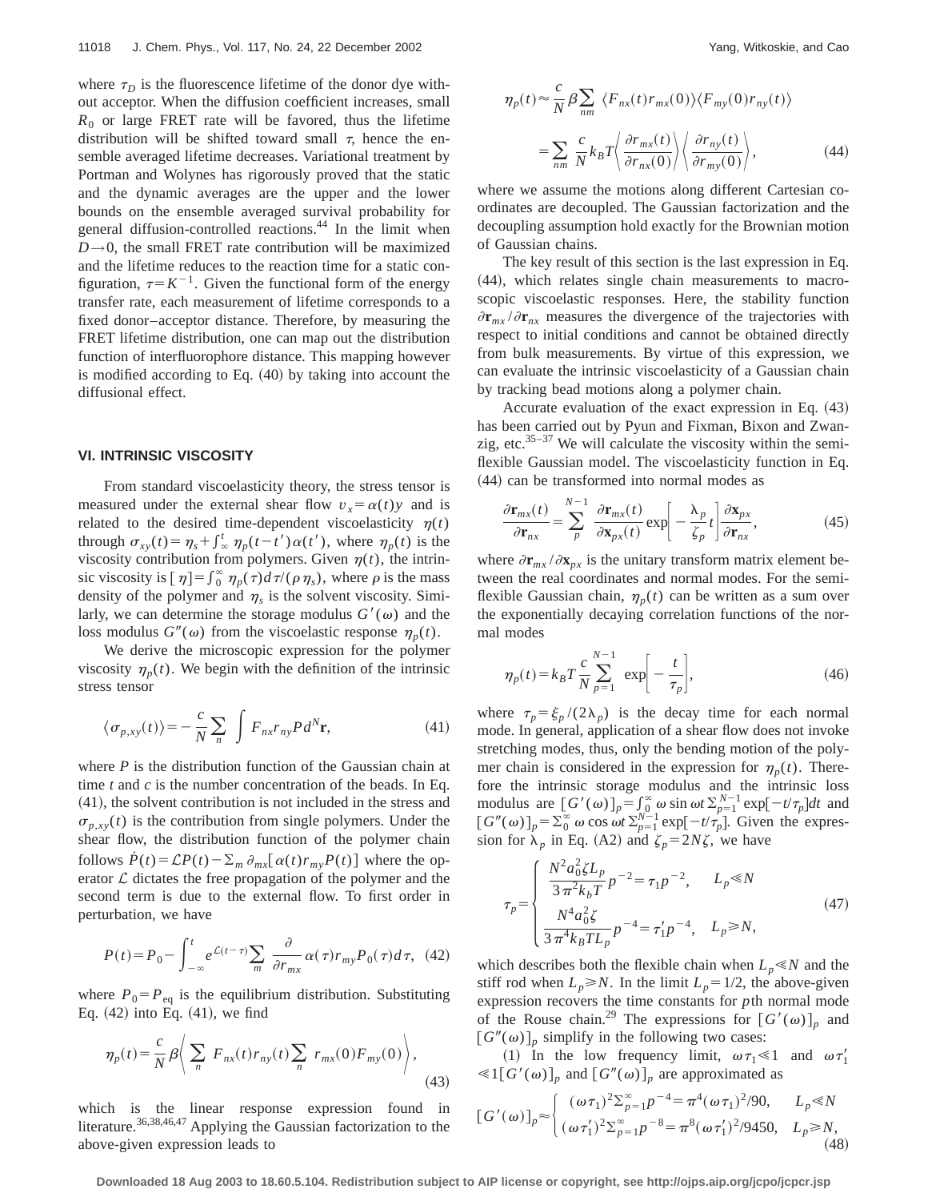where $\tau_D$ is the fluorescence lifetime of the donor dye without acceptor. When the diffusion coefficient increases, small $R_0$ or large FRET rate will be favored, thus the lifetime distribution will be shifted toward small $\tau$, hence the ensemble averaged lifetime decreases. Variational treatment by Portman and Wolynes has rigorously proved that the static and the dynamic averages are the upper and the lower bounds on the ensemble averaged survival probability for general diffusion-controlled reactions.[44] In the limit when $D\rightarrow 0$, the small FRET rate contribution will be maximized and the lifetime reduces to the reaction time for a static configuration, $\tau = K^{-1}$. Given the functional form of the energy transfer rate, each measurement of lifetime corresponds to a fixed donor–acceptor distance. Therefore, by measuring the FRET lifetime distribution, one can map out the distribution function of interfluorophore distance. This mapping however is modified according to Eq. (40) by taking into account the diffusional effect.

## VI. INTRINSIC VISCOSITY

From standard viscoelasticity theory, the stress tensor is measured under the external shear flow $v_x = \alpha(t) y$ and is related to the desired time-dependent viscoelasticity $\eta(t)$ through $\sigma_{xy}(t) = \eta_s + \int_{\infty}^{t} \eta_p(t-t')\alpha(t')$, where $\eta_p(t)$ is the viscosity contribution from polymers. Given $\eta(t)$, the intrinsic viscosity is $[\eta] = \int_0^{\infty} \eta_p(\tau) d\tau/(\rho \eta_s)$, where $\rho$ is the mass density of the polymer and $\eta_s$ is the solvent viscosity. Similarly, we can determine the storage modulus $G'(\omega)$ and the loss modulus $G''(\omega)$ from the viscoelastic response $\eta_p(t)$.

We derive the microscopic expression for the polymer viscosity $\eta_p(t)$. We begin with the definition of the intrinsic stress tensor

$$\langle \sigma_{p,xy}(t) \rangle = -\frac{c}{N} \sum_n \int F_{nx} r_{ny} P d^N \mathbf{r}, \tag{41}$$

where $P$ is the distribution function of the Gaussian chain at time $t$ and $c$ is the number concentration of the beads. In Eq. (41), the solvent contribution is not included in the stress and $\sigma_{p,xy}(t)$ is the contribution from single polymers. Under the shear flow, the distribution function of the polymer chain follows $\dot{P}(t) = \mathcal{L} P(t) - \sum_m \partial_{mx} [\alpha(t) r_{my} P(t)]$ where the operator $\mathcal{L}$ dictates the free propagation of the polymer and the second term is due to the external flow. To first order in perturbation, we have

$$P(t) = P_0 - \int_{-\infty}^{t} e^{\mathcal{L}(t-\tau)} \sum_m \frac{\partial}{\partial r_{mx}} \alpha(\tau) r_{my} P_0(\tau) d\tau, \tag{42}$$

where $P_0 = P_{\mathrm{eq}}$ is the equilibrium distribution. Substituting Eq. (42) into Eq. (41), we find

$$\eta_p(t) = \frac{c}{N} \beta \left\langle \sum_n F_{nx}(t) r_{ny}(t) \sum_n r_{mx}(0) F_{my}(0) \right\rangle, \tag{43}$$

which is the linear response expression found in literature.[36,38,46,47] Applying the Gaussian factorization to the above-given expression leads to

$$\begin{aligned}\eta_p(t) &\approx \frac{c}{N} \beta \sum_{nm} \langle F_{nx}(t) r_{mx}(0) \rangle \langle F_{my}(0) r_{ny}(t) \rangle \\ &= \sum_{nm} \frac{c}{N} k_B T \left\langle \frac{\partial r_{mx}(t)}{\partial r_{nx}(0)} \right\rangle \left\langle \frac{\partial r_{ny}(t)}{\partial r_{my}(0)} \right\rangle,\end{aligned} \tag{44}$$

where we assume the motions along different Cartesian coordinates are decoupled. The Gaussian factorization and the decoupling assumption hold exactly for the Brownian motion of Gaussian chains.

The key result of this section is the last expression in Eq. (44), which relates single chain measurements to macroscopic viscoelastic responses. Here, the stability function $\partial \mathbf{r}_{mx}/\partial \mathbf{r}_{nx}$ measures the divergence of the trajectories with respect to initial conditions and cannot be obtained directly from bulk measurements. By virtue of this expression, we can evaluate the intrinsic viscoelasticity of a Gaussian chain by tracking bead motions along a polymer chain.

Accurate evaluation of the exact expression in Eq. (43) has been carried out by Pyun and Fixman, Bixon and Zwanzig, etc.[35–37] We will calculate the viscosity within the semiflexible Gaussian model. The viscoelasticity function in Eq. (44) can be transformed into normal modes as

$$\frac{\partial \mathbf{r}_{mx}(t)}{\partial \mathbf{r}_{nx}} = \sum_p^{N-1} \frac{\partial \mathbf{r}_{mx}(t)}{\partial \mathbf{x}_{px}(t)} \exp\left[-\frac{\lambda_p}{\zeta_p} t\right] \frac{\partial \mathbf{x}_{px}}{\partial \mathbf{r}_{nx}}, \tag{45}$$

where $\partial \mathbf{r}_{mx}/\partial \mathbf{x}_{px}$ is the unitary transform matrix element between the real coordinates and normal modes. For the semiflexible Gaussian chain, $\eta_p(t)$ can be written as a sum over the exponentially decaying correlation functions of the normal modes

$$\eta_p(t) = k_B T \frac{c}{N} \sum_{p=1}^{N-1} \exp\left[-\frac{t}{\tau_p}\right], \tag{46}$$

where $\tau_p = \xi_p/(2\lambda_p)$ is the decay time for each normal mode. In general, application of a shear flow does not invoke stretching modes, thus, only the bending motion of the polymer chain is considered in the expression for $\eta_p(t)$. Therefore the intrinsic storage modulus and the intrinsic loss modulus are $[G'(\omega)]_p = \int_0^{\infty} \omega \sin \omega t \sum_{p=1}^{N-1} \exp[-t/\tau_p] dt$ and $[G''(\omega)]_p = \Sigma_0^{\infty} \omega \cos \omega t \sum_{p=1}^{N-1} \exp[-t/\tau_p]$. Given the expression for $\lambda_p$ in Eq. (A2) and $\zeta_p = 2N\zeta$, we have

$$\tau_p = \begin{cases} \dfrac{N^2 a_0^2 \zeta L_p}{3\pi^2 k_b T} p^{-2} = \tau_1 p^{-2}, & L_p \ll N \\[2ex] \dfrac{N^4 a_0^2 \zeta}{3\pi^4 k_b T L_p} p^{-4} = \tau_1' p^{-4}, & L_p \gg N, \end{cases} \tag{47}$$

which describes both the flexible chain when $L_p \ll N$ and the stiff rod when $L_p \gg N$. In the limit $L_p = 1/2$, the above-given expression recovers the time constants for $p$th normal mode of the Rouse chain.[29] The expressions for $[G'(\omega)]_p$ and $[G''(\omega)]_p$ simplify in the following two cases:

(1) In the low frequency limit, $\omega \tau_1 \ll 1$ and $\omega \tau_1' \ll 1$ $[G'(\omega)]_p$ and $[G''(\omega)]_p$ are approximated as

$$[G'(\omega)]_p \approx \begin{cases} (\omega \tau_1)^2 \Sigma_{p=1}^{\infty} p^{-4} = \pi^4 (\omega \tau_1)^2/90, & L_p \ll N \\ (\omega \tau_1')^2 \Sigma_{p=1}^{\infty} p^{-8} = \pi^8 (\omega \tau_1')^2/9450, & L_p \gg N, \end{cases} \tag{48}$$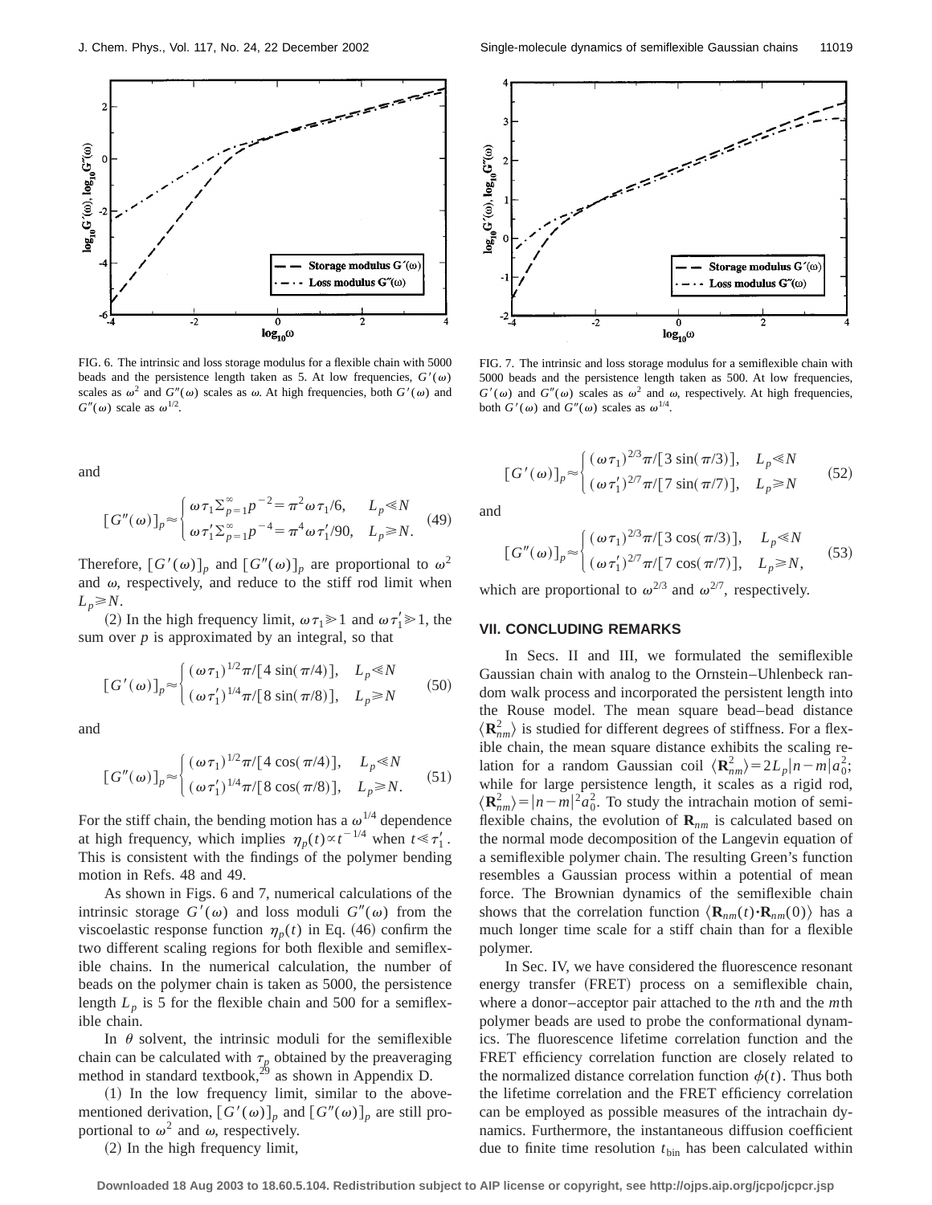FIG. 6. The intrinsic and loss storage modulus for a flexible chain with 5000 beads and the persistence length taken as 5. At low frequencies, $G'(\omega)$ scales as $\omega^2$ and $G''(\omega)$ scales as $\omega$. At high frequencies, both $G'(\omega)$ and $G''(\omega)$ scale as $\omega^{1/2}$.

FIG. 7. The intrinsic and loss storage modulus for a semiflexible chain with 5000 beads and the persistence length taken as 500. At low frequencies, $G'(\omega)$ and $G''(\omega)$ scales as $\omega^2$ and $\omega$, respectively. At high frequencies, both $G'(\omega)$ and $G''(\omega)$ scales as $\omega^{1/4}$.

and

$$[G''(\omega)]_p \approx \begin{cases} \omega\tau_1 \sum_{p=1}^{\infty} p^{-2} = \pi^2 \omega\tau_1/6, & L_p \ll N \\ \omega\tau_1' \sum_{p=1}^{\infty} p^{-4} = \pi^4 \omega\tau_1'/90, & L_p \gg N. \end{cases} \quad (49)$$

Therefore, $[G'(\omega)]_p$ and $[G''(\omega)]_p$ are proportional to $\omega^2$ and $\omega$, respectively, and reduce to the stiff rod limit when $L_p \gg N$.

(2) In the high frequency limit, $\omega\tau_1 \gg 1$ and $\omega\tau_1' \gg 1$, the sum over $p$ is approximated by an integral, so that

$$[G'(\omega)]_p \approx \begin{cases} (\omega\tau_1)^{1/2}\pi/[4\sin(\pi/4)], & L_p \ll N \\ (\omega\tau_1')^{1/4}\pi/[8\sin(\pi/8)], & L_p \gg N \end{cases} \quad (50)$$

and

$$[G''(\omega)]_p \approx \begin{cases} (\omega\tau_1)^{1/2}\pi/[4\cos(\pi/4)], & L_p \ll N \\ (\omega\tau_1')^{1/4}\pi/[8\cos(\pi/8)], & L_p \gg N. \end{cases} \quad (51)$$

For the stiff chain, the bending motion has a $\omega^{1/4}$ dependence at high frequency, which implies $\eta_p(t) \propto t^{-1/4}$ when $t \ll \tau_1'$. This is consistent with the findings of the polymer bending motion in Refs. 48 and 49.

As shown in Figs. 6 and 7, numerical calculations of the intrinsic storage $G'(\omega)$ and loss moduli $G''(\omega)$ from the viscoelastic response function $\eta_p(t)$ in Eq. (46) confirm the two different scaling regions for both flexible and semiflexible chains. In the numerical calculation, the number of beads on the polymer chain is taken as 5000, the persistence length $L_p$ is 5 for the flexible chain and 500 for a semiflexible chain.

In $\theta$ solvent, the intrinsic moduli for the semiflexible chain can be calculated with $\tau_p$ obtained by the preaveraging method in standard textbook,[29] as shown in Appendix D.

(1) In the low frequency limit, similar to the abovementioned derivation, $[G'(\omega)]_p$ and $[G''(\omega)]_p$ are still proportional to $\omega^2$ and $\omega$, respectively.

(2) In the high frequency limit,

$$[G'(\omega)]_p \approx \begin{cases} (\omega\tau_1)^{2/3}\pi/[3\sin(\pi/3)], & L_p \ll N \\ (\omega\tau_1')^{2/7}\pi/[7\sin(\pi/7)], & L_p \gg N \end{cases} \quad (52)$$

and

$$[G''(\omega)]_p \approx \begin{cases} (\omega\tau_1)^{2/3}\pi/[3\cos(\pi/3)], & L_p \ll N \\ (\omega\tau_1')^{2/7}\pi/[7\cos(\pi/7)], & L_p \gg N, \end{cases} \quad (53)$$

which are proportional to $\omega^{2/3}$ and $\omega^{2/7}$, respectively.

## VII. CONCLUDING REMARKS

In Secs. II and III, we formulated the semiflexible Gaussian chain with analog to the Ornstein–Uhlenbeck random walk process and incorporated the persistent length into the Rouse model. The mean square bead–bead distance $\langle \mathbf{R}_{nm}^2 \rangle$ is studied for different degrees of stiffness. For a flexible chain, the mean square distance exhibits the scaling relation for a random Gaussian coil $\langle \mathbf{R}_{nm}^2 \rangle = 2L_p|n-m|a_0^2$; while for large persistence length, it scales as a rigid rod, $\langle \mathbf{R}_{nm}^2 \rangle = |n-m|^2 a_0^2$. To study the intrachain motion of semiflexible chains, the evolution of $\mathbf{R}_{nm}$ is calculated based on the normal mode decomposition of the Langevin equation of a semiflexible polymer chain. The resulting Green's function resembles a Gaussian process within a potential of mean force. The Brownian dynamics of the semiflexible chain shows that the correlation function $\langle \mathbf{R}_{nm}(t) \cdot \mathbf{R}_{nm}(0) \rangle$ has a much longer time scale for a stiff chain than for a flexible polymer.

In Sec. IV, we have considered the fluorescence resonant energy transfer (FRET) process on a semiflexible chain, where a donor–acceptor pair attached to the $n$th and the $m$th polymer beads are used to probe the conformational dynamics. The fluorescence lifetime correlation function and the FRET efficiency correlation function are closely related to the normalized distance correlation function $\phi(t)$. Thus both the lifetime correlation and the FRET efficiency correlation can be employed as possible measures of the intrachain dynamics. Furthermore, the instantaneous diffusion coefficient due to finite time resolution $t_{\text{bin}}$ has been calculated within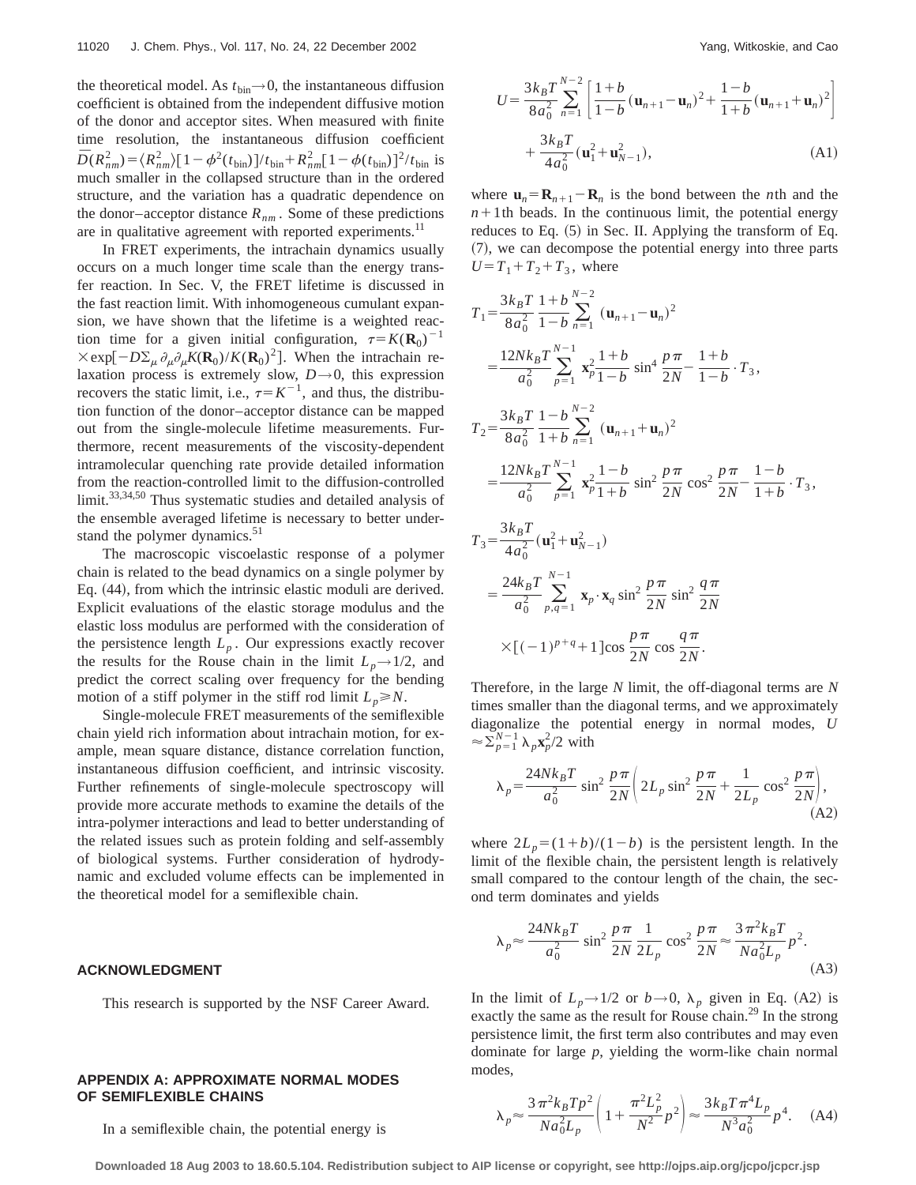the theoretical model. As $t_{\rm bin} \to 0$, the instantaneous diffusion coefficient is obtained from the independent diffusive motion of the donor and acceptor sites. When measured with finite time resolution, the instantaneous diffusion coefficient $\bar{D}(R_{nm}^2) = \langle R_{nm}^2 \rangle [1-\phi^2(t_{\rm bin})]/t_{\rm bin} + R_{nm}^2 [1-\phi(t_{\rm bin})]^2/t_{\rm bin}$ is much smaller in the collapsed structure than in the ordered structure, and the variation has a quadratic dependence on the donor–acceptor distance $R_{nm}$. Some of these predictions are in qualitative agreement with reported experiments.[11]

In FRET experiments, the intrachain dynamics usually occurs on a much longer time scale than the energy transfer reaction. In Sec. V, the FRET lifetime is discussed in the fast reaction limit. With inhomogeneous cumulant expansion, we have shown that the lifetime is a weighted reaction time for a given initial configuration, $\tau = K(\mathbf{R}_0)^{-1} \times \exp[-D\Sigma_\mu \partial_\mu \partial_\mu K(\mathbf{R}_0)/K(\mathbf{R}_0)^2]$. When the intrachain relaxation process is extremely slow, $D \to 0$, this expression recovers the static limit, i.e., $\tau = K^{-1}$, and thus, the distribution function of the donor–acceptor distance can be mapped out from the single-molecule lifetime measurements. Furthermore, recent measurements of the viscosity-dependent intramolecular quenching rate provide detailed information from the reaction-controlled limit to the diffusion-controlled limit.[33,34,50] Thus systematic studies and detailed analysis of the ensemble averaged lifetime is necessary to better understand the polymer dynamics.[51]

The macroscopic viscoelastic response of a polymer chain is related to the bead dynamics on a single polymer by Eq. (44), from which the intrinsic elastic moduli are derived. Explicit evaluations of the elastic storage modulus and the elastic loss modulus are performed with the consideration of the persistence length $L_p$. Our expressions exactly recover the results for the Rouse chain in the limit $L_p \to 1/2$, and predict the correct scaling over frequency for the bending motion of a stiff polymer in the stiff rod limit $L_p \geqslant N$.

Single-molecule FRET measurements of the semiflexible chain yield rich information about intrachain motion, for example, mean square distance, distance correlation function, instantaneous diffusion coefficient, and intrinsic viscosity. Further refinements of single-molecule spectroscopy will provide more accurate methods to examine the details of the intra-polymer interactions and lead to better understanding of the related issues such as protein folding and self-assembly of biological systems. Further consideration of hydrodynamic and excluded volume effects can be implemented in the theoretical model for a semiflexible chain.

## ACKNOWLEDGMENT

This research is supported by the NSF Career Award.

## APPENDIX A: APPROXIMATE NORMAL MODES OF SEMIFLEXIBLE CHAINS

In a semiflexible chain, the potential energy is

$$U = \frac{3k_BT}{8a_0^2} \sum_{n=1}^{N-2} \left[ \frac{1+b}{1-b} (\mathbf{u}_{n+1} - \mathbf{u}_n)^2 + \frac{1-b}{1+b} (\mathbf{u}_{n+1} + \mathbf{u}_n)^2 \right] + \frac{3k_BT}{4a_0^2} (\mathbf{u}_1^2 + \mathbf{u}_{N-1}^2), \tag{A1}$$

where $\mathbf{u}_n = \mathbf{R}_{n+1} - \mathbf{R}_n$ is the bond between the $n$th and the $n+1$th beads. In the continuous limit, the potential energy reduces to Eq. (5) in Sec. II. Applying the transform of Eq. (7), we can decompose the potential energy into three parts $U = T_1 + T_2 + T_3$, where

$$T_1 = \frac{3k_BT}{8a_0^2} \frac{1+b}{1-b} \sum_{n=1}^{N-2} (\mathbf{u}_{n+1} - \mathbf{u}_n)^2 = \frac{12Nk_BT}{a_0^2} \sum_{p=1}^{N-1} \mathbf{x}_p^2 \frac{1+b}{1-b} \sin^4 \frac{p\pi}{2N} - \frac{1+b}{1-b} \cdot T_3,$$

$$T_2 = \frac{3k_BT}{8a_0^2} \frac{1-b}{1+b} \sum_{n=1}^{N-2} (\mathbf{u}_{n+1} + \mathbf{u}_n)^2 = \frac{12Nk_BT}{a_0^2} \sum_{p=1}^{N-1} \mathbf{x}_p^2 \frac{1-b}{1+b} \sin^2 \frac{p\pi}{2N} \cos^2 \frac{p\pi}{2N} - \frac{1-b}{1+b} \cdot T_3,$$

$$T_3 = \frac{3k_BT}{4a_0^2} (\mathbf{u}_1^2 + \mathbf{u}_{N-1}^2) = \frac{24k_BT}{a_0^2} \sum_{p,q=1}^{N-1} \mathbf{x}_p \cdot \mathbf{x}_q \sin^2 \frac{p\pi}{2N} \sin^2 \frac{q\pi}{2N} \times [(-1)^{p+q} + 1] \cos \frac{p\pi}{2N} \cos \frac{q\pi}{2N}.$$

Therefore, in the large $N$ limit, the off-diagonal terms are $N$ times smaller than the diagonal terms, and we approximately diagonalize the potential energy in normal modes, $U \approx \sum_{p=1}^{N-1} \lambda_p \mathbf{x}_p^2/2$ with

$$\lambda_p = \frac{24Nk_BT}{a_0^2} \sin^2 \frac{p\pi}{2N} \left( 2L_p \sin^2 \frac{p\pi}{2N} + \frac{1}{2L_p} \cos^2 \frac{p\pi}{2N} \right), \tag{A2}$$

where $2L_p = (1+b)/(1-b)$ is the persistent length. In the limit of the flexible chain, the persistent length is relatively small compared to the contour length of the chain, the second term dominates and yields

$$\lambda_p \approx \frac{24Nk_BT}{a_0^2} \sin^2 \frac{p\pi}{2N} \frac{1}{2L_p} \cos^2 \frac{p\pi}{2N} \approx \frac{3\pi^2 k_BT}{Na_0^2 L_p} p^2. \tag{A3}$$

In the limit of $L_p \to 1/2$ or $b \to 0$, $\lambda_p$ given in Eq. (A2) is exactly the same as the result for Rouse chain.[29] In the strong persistence limit, the first term also contributes and may even dominate for large $p$, yielding the worm-like chain normal modes,

$$\lambda_p \approx \frac{3\pi^2 k_BTp^2}{Na_0^2 L_p} \left( 1 + \frac{\pi^2 L_p^2}{N^2} p^2 \right) \approx \frac{3k_BT\pi^4 L_p}{N^3 a_0^2} p^4. \tag{A4}$$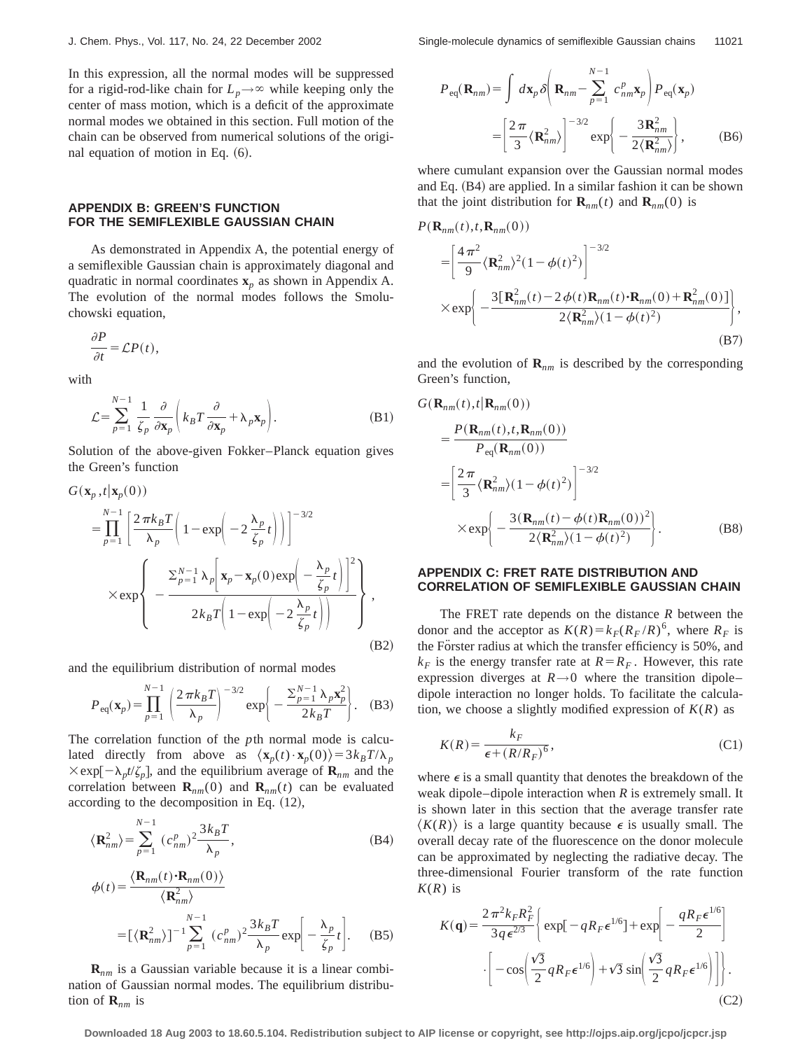In this expression, all the normal modes will be suppressed for a rigid-rod-like chain for $L_p \to \infty$ while keeping only the center of mass motion, which is a deficit of the approximate normal modes we obtained in this section. Full motion of the chain can be observed from numerical solutions of the original equation of motion in Eq. (6).

## APPENDIX B: GREEN'S FUNCTION FOR THE SEMIFLEXIBLE GAUSSIAN CHAIN

As demonstrated in Appendix A, the potential energy of a semiflexible Gaussian chain is approximately diagonal and quadratic in normal coordinates $\mathbf{x}_p$ as shown in Appendix A. The evolution of the normal modes follows the Smoluchowski equation,

$$\frac{\partial P}{\partial t} = \mathcal{L}P(t),$$

with

$$\mathcal{L} = \sum_{p=1}^{N-1} \frac{1}{\zeta_p} \frac{\partial}{\partial \mathbf{x}_p}\left( k_B T \frac{\partial}{\partial \mathbf{x}_p} + \lambda_p \mathbf{x}_p \right). \tag{B1}$$

Solution of the above-given Fokker–Planck equation gives the Green's function

$$G(\mathbf{x}_p, t | \mathbf{x}_p(0)) = \prod_{p=1}^{N-1} \left[ \frac{2\pi k_B T}{\lambda_p}\left(1 - \exp\left(-2\frac{\lambda_p}{\zeta_p}t\right)\right)\right]^{-3/2} \times \exp\left\{ - \frac{\sum_{p=1}^{N-1} \lambda_p \left[ \mathbf{x}_p - \mathbf{x}_p(0)\exp\left(-\frac{\lambda_p}{\zeta_p}t\right)\right]^2}{2k_B T\left(1 - \exp\left(-2\frac{\lambda_p}{\zeta_p}t\right)\right)} \right\}, \tag{B2}$$

and the equilibrium distribution of normal modes

$$P_{\mathrm{eq}}(\mathbf{x}_p) = \prod_{p=1}^{N-1} \left( \frac{2\pi k_B T}{\lambda_p} \right)^{-3/2} \exp\left\{ - \frac{\sum_{p=1}^{N-1} \lambda_p \mathbf{x}_p^2}{2k_B T} \right\}. \tag{B3}$$

The correlation function of the $p$th normal mode is calculated directly from above as $\langle \mathbf{x}_p(t) \cdot \mathbf{x}_p(0) \rangle = 3k_B T/\lambda_p \times \exp[-\lambda_p t/\zeta_p]$, and the equilibrium average of $\mathbf{R}_{nm}$ and the correlation between $\mathbf{R}_{nm}(0)$ and $\mathbf{R}_{nm}(t)$ can be evaluated according to the decomposition in Eq. (12),

$$\langle \mathbf{R}_{nm}^2 \rangle = \sum_{p=1}^{N-1} (c_{nm}^p)^2 \frac{3k_B T}{\lambda_p}, \tag{B4}$$

$$\phi(t) = \frac{\langle \mathbf{R}_{nm}(t) \cdot \mathbf{R}_{nm}(0) \rangle}{\langle \mathbf{R}_{nm}^2 \rangle} = [\langle \mathbf{R}_{nm}^2 \rangle]^{-1} \sum_{p=1}^{N-1} (c_{nm}^p)^2 \frac{3k_B T}{\lambda_p} \exp\left[ -\frac{\lambda_p}{\zeta_p} t \right]. \tag{B5}$$

$\mathbf{R}_{nm}$ is a Gaussian variable because it is a linear combination of Gaussian normal modes. The equilibrium distribution of $\mathbf{R}_{nm}$ is

$$P_{\mathrm{eq}}(\mathbf{R}_{nm}) = \int d\mathbf{x}_p \, \delta\left( \mathbf{R}_{nm} - \sum_{p=1}^{N-1} c_{nm}^p \mathbf{x}_p \right) P_{\mathrm{eq}}(\mathbf{x}_p) = \left[ \frac{2\pi}{3} \langle \mathbf{R}_{nm}^2 \rangle \right]^{-3/2} \exp\left\{ -\frac{3\mathbf{R}_{nm}^2}{2\langle \mathbf{R}_{nm}^2 \rangle} \right\}, \tag{B6}$$

where cumulant expansion over the Gaussian normal modes and Eq. (B4) are applied. In a similar fashion it can be shown that the joint distribution for $\mathbf{R}_{nm}(t)$ and $\mathbf{R}_{nm}(0)$ is

$$P(\mathbf{R}_{nm}(t), t, \mathbf{R}_{nm}(0)) = \left[ \frac{4\pi^2}{9} \langle \mathbf{R}_{nm}^2 \rangle^2 (1 - \phi(t)^2) \right]^{-3/2} \times \exp\left\{ -\frac{3[\mathbf{R}_{nm}^2(t) - 2\phi(t)\mathbf{R}_{nm}(t) \cdot \mathbf{R}_{nm}(0) + \mathbf{R}_{nm}^2(0)]}{2\langle \mathbf{R}_{nm}^2 \rangle (1 - \phi(t)^2)} \right\}, \tag{B7}$$

and the evolution of $\mathbf{R}_{nm}$ is described by the corresponding Green's function,

$$G(\mathbf{R}_{nm}(t), t | \mathbf{R}_{nm}(0)) = \frac{P(\mathbf{R}_{nm}(t), t, \mathbf{R}_{nm}(0))}{P_{\mathrm{eq}}(\mathbf{R}_{nm}(0))} = \left[ \frac{2\pi}{3} \langle \mathbf{R}_{nm}^2 \rangle (1 - \phi(t)^2) \right]^{-3/2} \times \exp\left\{ -\frac{3(\mathbf{R}_{nm}(t) - \phi(t)\mathbf{R}_{nm}(0))^2}{2\langle \mathbf{R}_{nm}^2 \rangle (1 - \phi(t)^2)} \right\}. \tag{B8}$$

## APPENDIX C: FRET RATE DISTRIBUTION AND CORRELATION OF SEMIFLEXIBLE GAUSSIAN CHAIN

The FRET rate depends on the distance $R$ between the donor and the acceptor as $K(R) = k_F(R_F/R)^6$, where $R_F$ is the Förster radius at which the transfer efficiency is 50%, and $k_F$ is the energy transfer rate at $R = R_F$. However, this rate expression diverges at $R \to 0$ where the transition dipole–dipole interaction no longer holds. To facilitate the calculation, we choose a slightly modified expression of $K(R)$ as

$$K(R) = \frac{k_F}{\epsilon + (R/R_F)^6}, \tag{C1}$$

where $\epsilon$ is a small quantity that denotes the breakdown of the weak dipole–dipole interaction when $R$ is extremely small. It is shown later in this section that the average transfer rate $\langle K(R) \rangle$ is a large quantity because $\epsilon$ is usually small. The overall decay rate of the fluorescence on the donor molecule can be approximated by neglecting the radiative decay. The three-dimensional Fourier transform of the rate function $K(R)$ is

$$K(\mathbf{q}) = \frac{2\pi^2 k_F R_F^2}{3q\epsilon^{2/3}} \left\{ \exp[-qR_F\epsilon^{1/6}] + \exp\left[ -\frac{qR_F\epsilon^{1/6}}{2} \right] \cdot \left[ -\cos\left( \frac{\sqrt{3}}{2} qR_F\epsilon^{1/6} \right) + \sqrt{3}\sin\left( \frac{\sqrt{3}}{2} qR_F\epsilon^{1/6} \right) \right] \right\}. \tag{C2}$$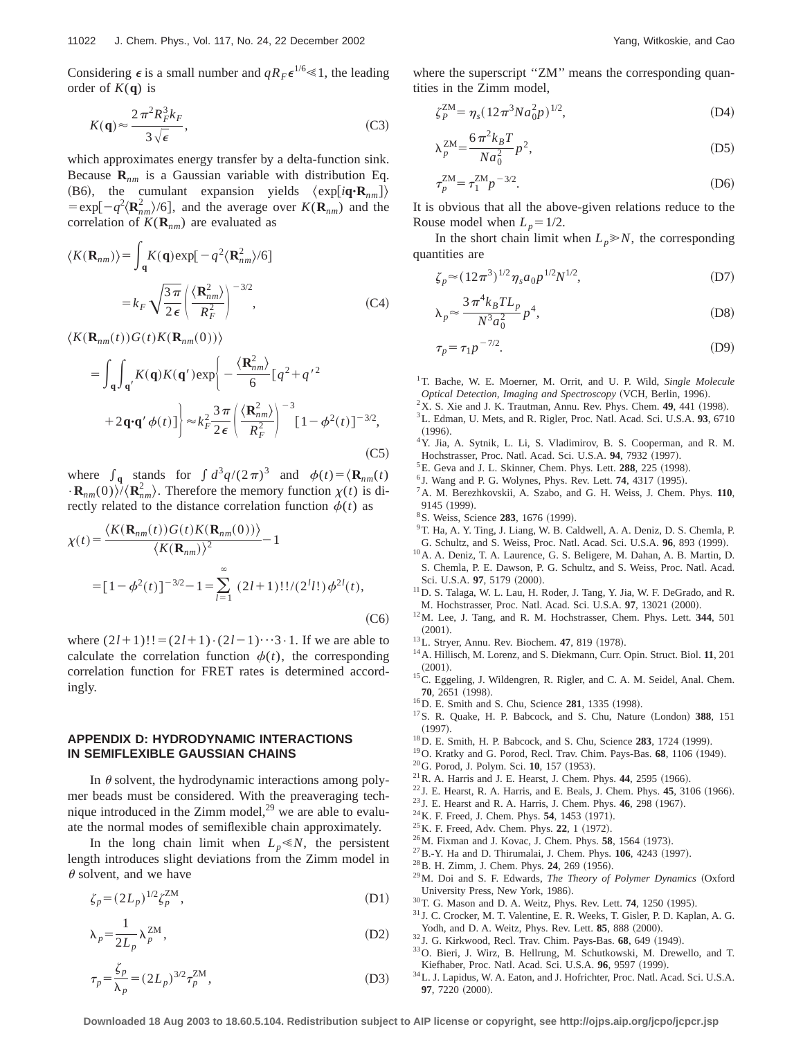Considering $\epsilon$ is a small number and $qR_F\epsilon^{1/6} \ll 1$, the leading order of $K(\mathbf{q})$ is

$$K(\mathbf{q}) \approx \frac{2\pi^2 R_F^3 k_F}{3\sqrt{\epsilon}}, \tag{C3}$$

which approximates energy transfer by a delta-function sink. Because $\mathbf{R}_{nm}$ is a Gaussian variable with distribution Eq. (B6), the cumulant expansion yields $\langle \exp[i\mathbf{q}\cdot\mathbf{R}_{nm}]\rangle = \exp[-q^2\langle \mathbf{R}_{nm}^2\rangle/6]$, and the average over $K(\mathbf{R}_{nm})$ and the correlation of $K(\mathbf{R}_{nm})$ are evaluated as

$$\langle K(\mathbf{R}_{nm})\rangle = \int_{\mathbf{q}} K(\mathbf{q})\exp[-q^2\langle \mathbf{R}_{nm}^2\rangle/6] = k_F\sqrt{\frac{3\pi}{2\epsilon}}\left(\frac{\langle \mathbf{R}_{nm}^2\rangle}{R_F^2}\right)^{-3/2}, \tag{C4}$$

$$\langle K(\mathbf{R}_{nm}(t))G(t)K(\mathbf{R}_{nm}(0))\rangle = \int_{\mathbf{q}}\int_{\mathbf{q}'} K(\mathbf{q})K(\mathbf{q}')\exp\left\{-\frac{\langle \mathbf{R}_{nm}^2\rangle}{6}[q^2+q'^2 + 2\mathbf{q}\cdot\mathbf{q}'\phi(t)]\right\} \approx k_F^2\frac{3\pi}{2\epsilon}\left(\frac{\langle \mathbf{R}_{nm}^2\rangle}{R_F^2}\right)^{-3}[1-\phi^2(t)]^{-3/2}, \tag{C5}$$

where $\int_{\mathbf{q}}$ stands for $\int d^3q/(2\pi)^3$ and $\phi(t) = \langle \mathbf{R}_{nm}(t)\cdot\mathbf{R}_{nm}(0)\rangle/\langle \mathbf{R}_{nm}^2\rangle$. Therefore the memory function $\chi(t)$ is directly related to the distance correlation function $\phi(t)$ as

$$\chi(t) = \frac{\langle K(\mathbf{R}_{nm}(t))G(t)K(\mathbf{R}_{nm}(0))\rangle}{\langle K(\mathbf{R}_{nm})\rangle^2} - 1 = [1-\phi^2(t)]^{-3/2} - 1 = \sum_{l=1}^{\infty}(2l+1)!!/(2^l l!)\,\phi^{2l}(t), \tag{C6}$$

where $(2l+1)!! = (2l+1)\cdot(2l-1)\cdots 3\cdot 1$. If we are able to calculate the correlation function $\phi(t)$, the corresponding correlation function for FRET rates is determined accordingly.

## APPENDIX D: HYDRODYNAMIC INTERACTIONS IN SEMIFLEXIBLE GAUSSIAN CHAINS

In $\theta$ solvent, the hydrodynamic interactions among polymer beads must be considered. With the preaveraging technique introduced in the Zimm model,[29] we are able to evaluate the normal modes of semiflexible chain approximately.

In the long chain limit when $L_p \ll N$, the persistent length introduces slight deviations from the Zimm model in $\theta$ solvent, and we have

$$\zeta_p = (2L_p)^{1/2}\zeta_p^{\mathrm{ZM}}, \tag{D1}$$

$$\lambda_p = \frac{1}{2L_p}\lambda_p^{\mathrm{ZM}}, \tag{D2}$$

$$\tau_p = \frac{\zeta_p}{\lambda_p} = (2L_p)^{3/2}\tau_p^{\mathrm{ZM}}, \tag{D3}$$

where the superscript "ZM" means the corresponding quantities in the Zimm model,

$$\zeta_P^{\mathrm{ZM}} = \eta_s(12\pi^3 N a_0^2 p)^{1/2}, \tag{D4}$$

$$\lambda_p^{\mathrm{ZM}} = \frac{6\pi^2 k_B T}{N a_0^2}p^2, \tag{D5}$$

$$\tau_p^{\mathrm{ZM}} = \tau_1^{\mathrm{ZM}} p^{-3/2}. \tag{D6}$$

It is obvious that all the above-given relations reduce to the Rouse model when $L_p = 1/2$.

In the short chain limit when $L_p \gg N$, the corresponding quantities are

$$\zeta_p \approx (12\pi^3)^{1/2}\eta_s a_0 p^{1/2} N^{1/2}, \tag{D7}$$

$$\lambda_p \approx \frac{3\pi^4 k_B T L_p}{N^3 a_0^2}p^4, \tag{D8}$$

$$\tau_p = \tau_1 p^{-7/2}. \tag{D9}$$

[1] T. Bache, W. E. Moerner, M. Orrit, and U. P. Wild, *Single Molecule Optical Detection, Imaging and Spectroscopy* (VCH, Berlin, 1996).
[2] X. S. Xie and J. K. Trautman, Annu. Rev. Phys. Chem. **49**, 441 (1998).
[3] L. Edman, U. Mets, and R. Rigler, Proc. Natl. Acad. Sci. U.S.A. **93**, 6710 (1996).
[4] Y. Jia, A. Sytnik, L. Li, S. Vladimirov, B. S. Cooperman, and R. M. Hochstrasser, Proc. Natl. Acad. Sci. U.S.A. **94**, 7932 (1997).
[5] E. Geva and J. L. Skinner, Chem. Phys. Lett. **288**, 225 (1998).
[6] J. Wang and P. G. Wolynes, Phys. Rev. Lett. **74**, 4317 (1995).
[7] A. M. Berezhkovskii, A. Szabo, and G. H. Weiss, J. Chem. Phys. **110**, 9145 (1999).
[8] S. Weiss, Science **283**, 1676 (1999).
[9] T. Ha, A. Y. Ting, J. Liang, W. B. Caldwell, A. A. Deniz, D. S. Chemla, P. G. Schultz, and S. Weiss, Proc. Natl. Acad. Sci. U.S.A. **96**, 893 (1999).
[10] A. A. Deniz, T. A. Laurence, G. S. Beligere, M. Dahan, A. B. Martin, D. S. Chemla, P. E. Dawson, P. G. Schultz, and S. Weiss, Proc. Natl. Acad. Sci. U.S.A. **97**, 5179 (2000).
[11] D. S. Talaga, W. L. Lau, H. Roder, J. Tang, Y. Jia, W. F. DeGrado, and R. M. Hochstrasser, Proc. Natl. Acad. Sci. U.S.A. **97**, 13021 (2000).
[12] M. Lee, J. Tang, and R. M. Hochstrasser, Chem. Phys. Lett. **344**, 501 (2001).
[13] L. Stryer, Annu. Rev. Biochem. **47**, 819 (1978).
[14] A. Hillisch, M. Lorenz, and S. Diekmann, Curr. Opin. Struct. Biol. **11**, 201 (2001).
[15] C. Eggeling, J. Wildengren, R. Rigler, and C. A. M. Seidel, Anal. Chem. **70**, 2651 (1998).
[16] D. E. Smith and S. Chu, Science **281**, 1335 (1998).
[17] S. R. Quake, H. P. Babcock, and S. Chu, Nature (London) **388**, 151 (1997).
[18] D. E. Smith, H. P. Babcock, and S. Chu, Science **283**, 1724 (1999).
[19] O. Kratky and G. Porod, Recl. Trav. Chim. Pays-Bas. **68**, 1106 (1949).
[20] G. Porod, J. Polym. Sci. **10**, 157 (1953).
[21] R. A. Harris and J. E. Hearst, J. Chem. Phys. **44**, 2595 (1966).
[22] J. E. Hearst, R. A. Harris, and E. Beals, J. Chem. Phys. **45**, 3106 (1966).
[23] J. E. Hearst and R. A. Harris, J. Chem. Phys. **46**, 298 (1967).
[24] K. F. Freed, J. Chem. Phys. **54**, 1453 (1971).
[25] K. F. Freed, Adv. Chem. Phys. **22**, 1 (1972).
[26] M. Fixman and J. Kovac, J. Chem. Phys. **58**, 1564 (1973).
[27] B.-Y. Ha and D. Thirumalai, J. Chem. Phys. **106**, 4243 (1997).
[28] B. H. Zimm, J. Chem. Phys. **24**, 269 (1956).
[29] M. Doi and S. F. Edwards, *The Theory of Polymer Dynamics* (Oxford University Press, New York, 1986).
[30] T. G. Mason and D. A. Weitz, Phys. Rev. Lett. **74**, 1250 (1995).
[31] J. C. Crocker, M. T. Valentine, E. R. Weeks, T. Gisler, P. D. Kaplan, A. G. Yodh, and D. A. Weitz, Phys. Rev. Lett. **85**, 888 (2000).
[32] J. G. Kirkwood, Recl. Trav. Chim. Pays-Bas. **68**, 649 (1949).
[33] O. Bieri, J. Wirz, B. Hellrung, M. Schutkowski, M. Drewello, and T. Kiefhaber, Proc. Natl. Acad. Sci. U.S.A. **96**, 9597 (1999).
[34] L. J. Lapidus, W. A. Eaton, and J. Hofrichter, Proc. Natl. Acad. Sci. U.S.A. **97**, 7220 (2000).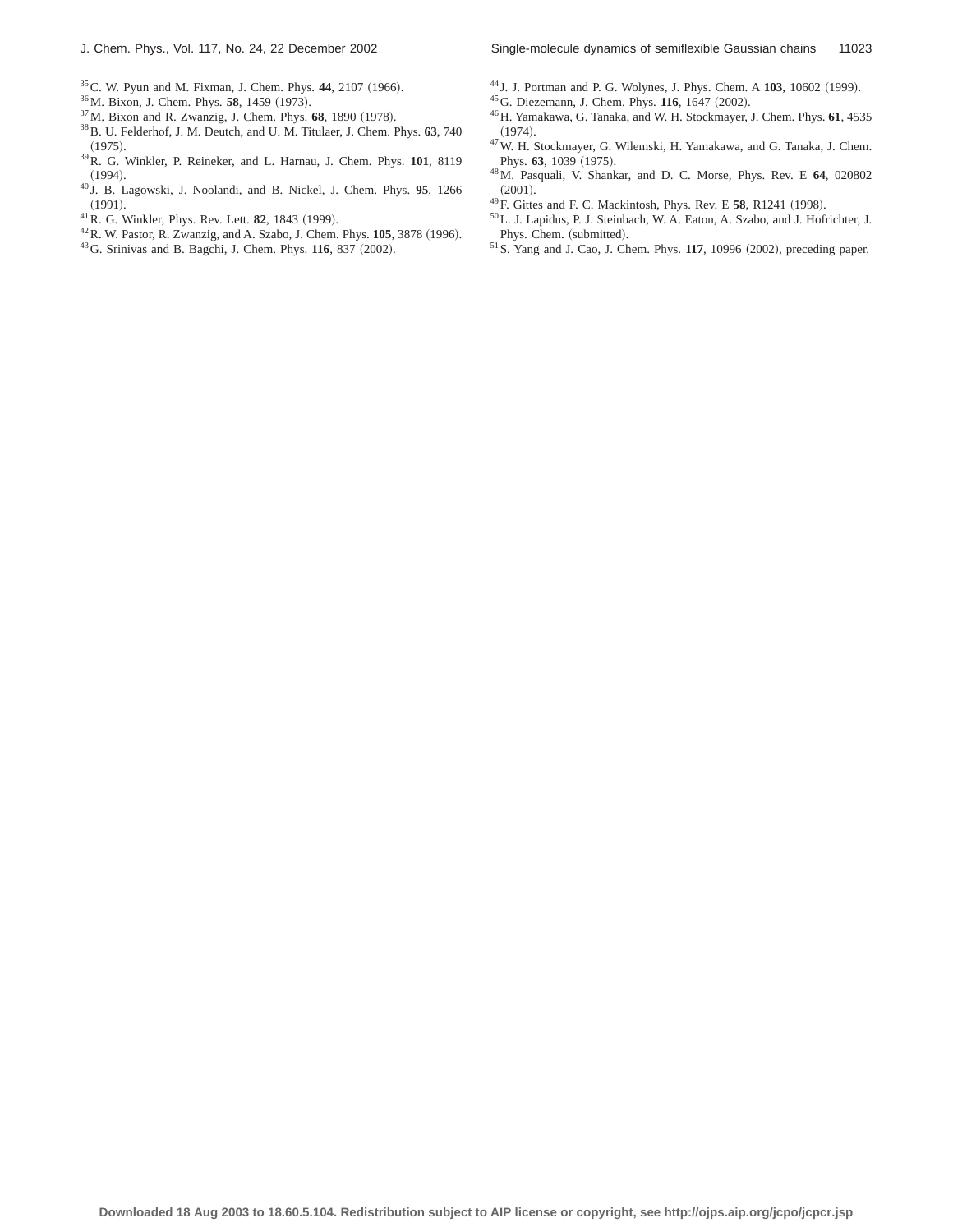[35] C. W. Pyun and M. Fixman, J. Chem. Phys. **44**, 2107 (1966).
[36] M. Bixon, J. Chem. Phys. **58**, 1459 (1973).
[37] M. Bixon and R. Zwanzig, J. Chem. Phys. **68**, 1890 (1978).
[38] B. U. Felderhof, J. M. Deutch, and U. M. Titulaer, J. Chem. Phys. **63**, 740 (1975).
[39] R. G. Winkler, P. Reineker, and L. Harnau, J. Chem. Phys. **101**, 8119 (1994).
[40] J. B. Lagowski, J. Noolandi, and B. Nickel, J. Chem. Phys. **95**, 1266 (1991).
[41] R. G. Winkler, Phys. Rev. Lett. **82**, 1843 (1999).
[42] R. W. Pastor, R. Zwanzig, and A. Szabo, J. Chem. Phys. **105**, 3878 (1996).
[43] G. Srinivas and B. Bagchi, J. Chem. Phys. **116**, 837 (2002).
[44] J. J. Portman and P. G. Wolynes, J. Phys. Chem. A **103**, 10602 (1999).
[45] G. Diezemann, J. Chem. Phys. **116**, 1647 (2002).
[46] H. Yamakawa, G. Tanaka, and W. H. Stockmayer, J. Chem. Phys. **61**, 4535 (1974).
[47] W. H. Stockmayer, G. Wilemski, H. Yamakawa, and G. Tanaka, J. Chem. Phys. **63**, 1039 (1975).
[48] M. Pasquali, V. Shankar, and D. C. Morse, Phys. Rev. E **64**, 020802 (2001).
[49] F. Gittes and F. C. Mackintosh, Phys. Rev. E **58**, R1241 (1998).
[50] L. J. Lapidus, P. J. Steinbach, W. A. Eaton, A. Szabo, and J. Hofrichter, J. Phys. Chem. (submitted).
[51] S. Yang and J. Cao, J. Chem. Phys. **117**, 10996 (2002), preceding paper.